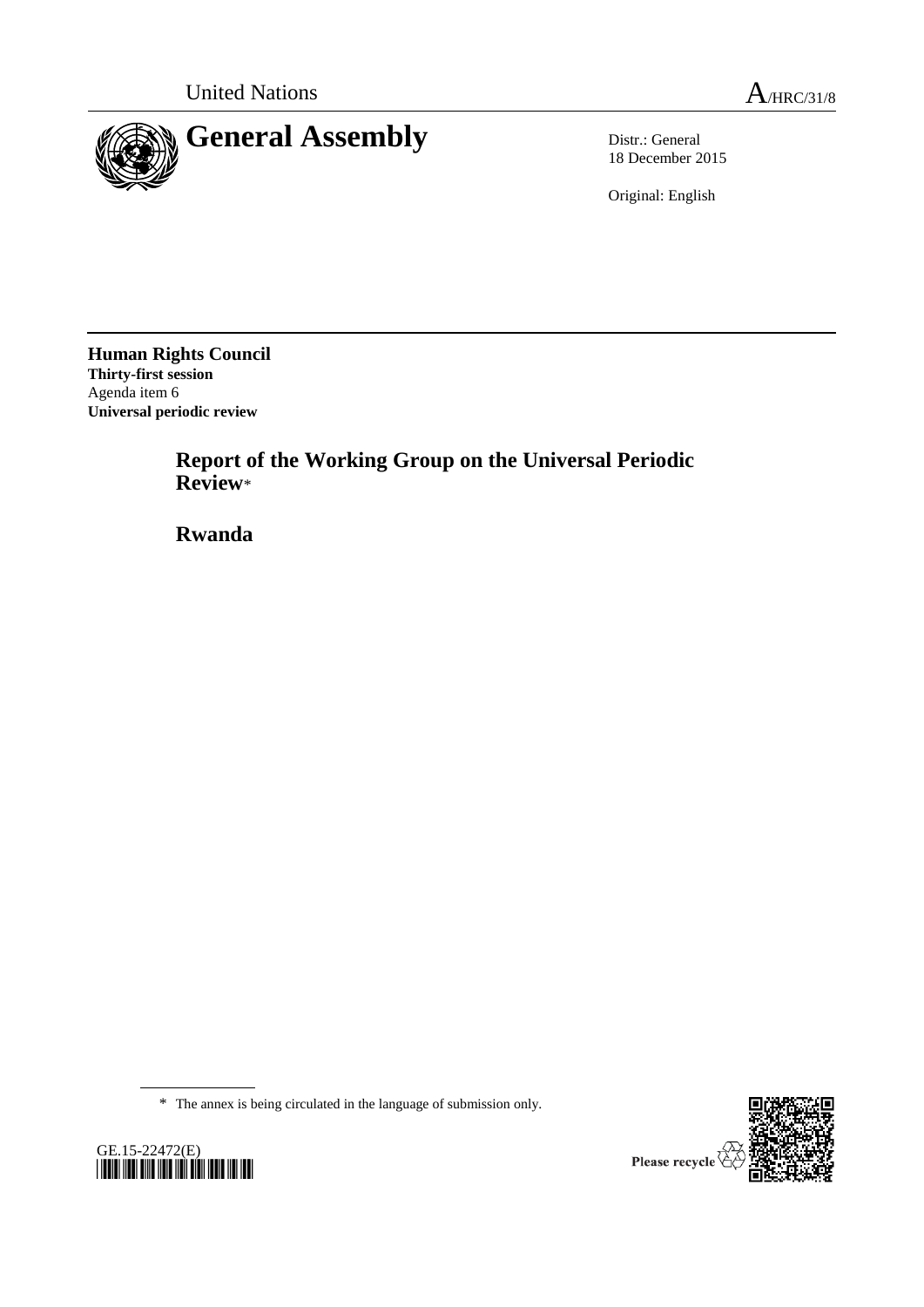United Nations A/HRC/31/8

# General Assembly

Distr.: General
18 December 2015

Original: English

**Human Rights Council**
**Thirty-first session**
Agenda item 6
**Universal periodic review**

## Report of the Working Group on the Universal Periodic Review*

## Rwanda

* The annex is being circulated in the language of submission only.

GE.15-22472(E)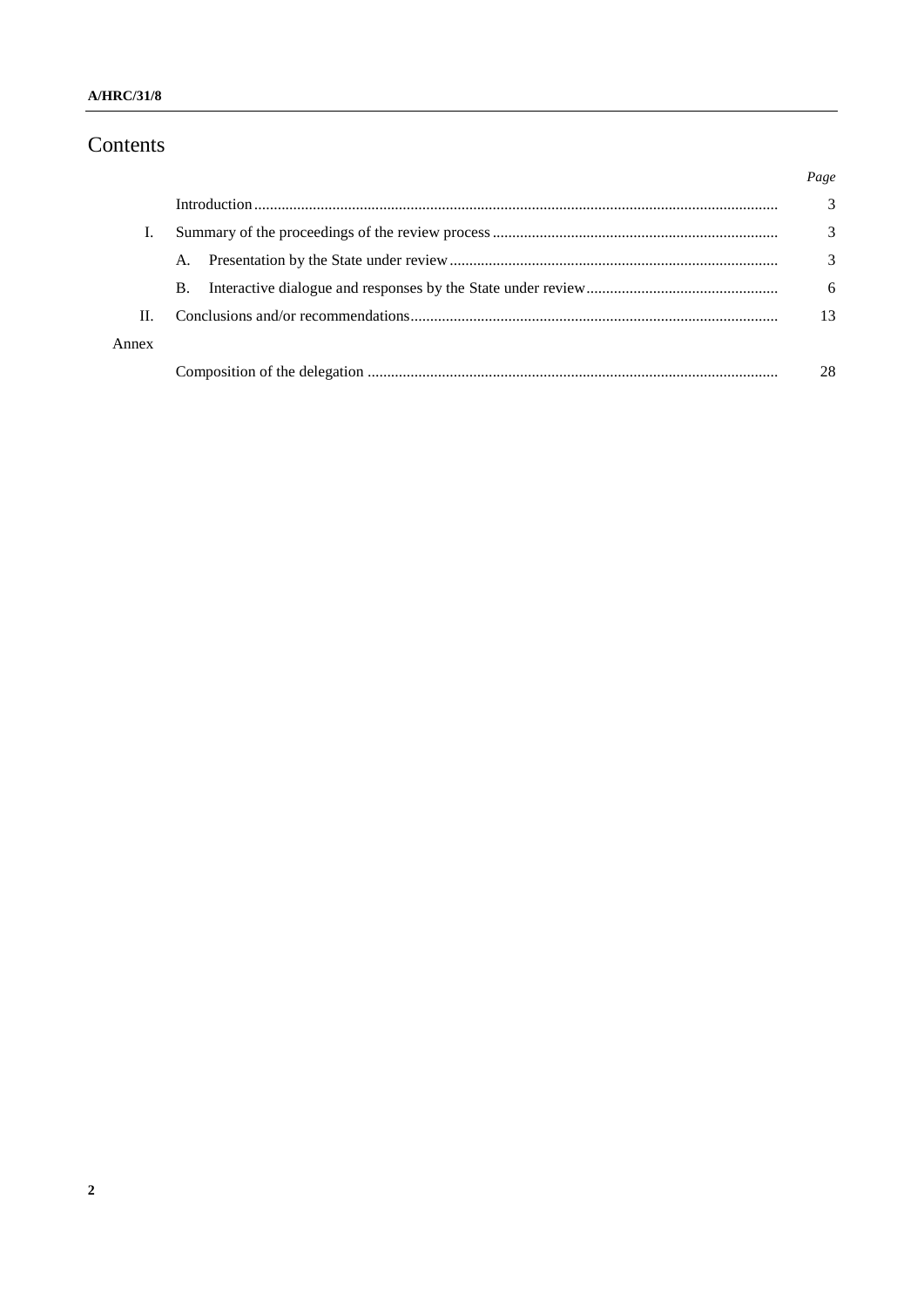# Contents

| | | Page |
|---|---|---|
| | Introduction | 3 |
| I. | Summary of the proceedings of the review process | 3 |
| | A. Presentation by the State under review | 3 |
| | B. Interactive dialogue and responses by the State under review | 6 |
| II. | Conclusions and/or recommendations | 13 |
| Annex | | |
| | Composition of the delegation | 28 |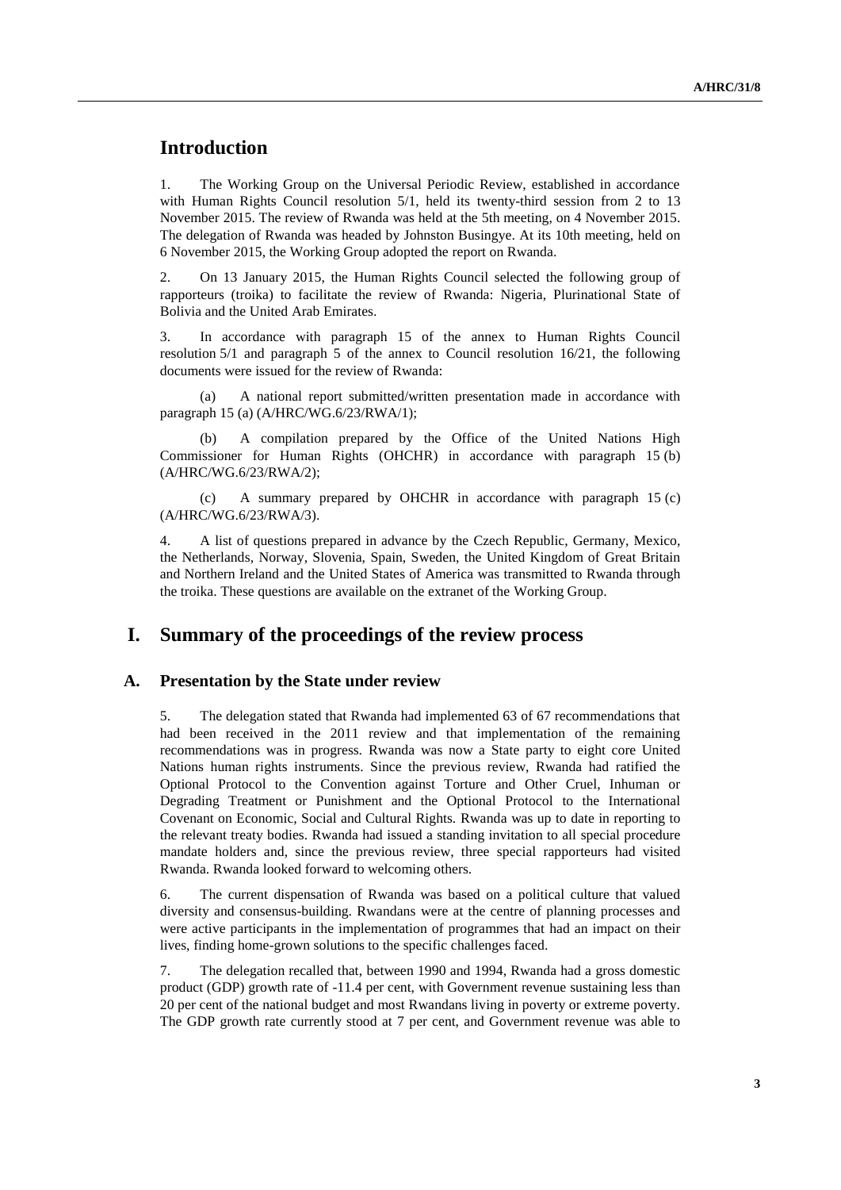# Introduction

1. The Working Group on the Universal Periodic Review, established in accordance with Human Rights Council resolution 5/1, held its twenty-third session from 2 to 13 November 2015. The review of Rwanda was held at the 5th meeting, on 4 November 2015. The delegation of Rwanda was headed by Johnston Busingye. At its 10th meeting, held on 6 November 2015, the Working Group adopted the report on Rwanda.

2. On 13 January 2015, the Human Rights Council selected the following group of rapporteurs (troika) to facilitate the review of Rwanda: Nigeria, Plurinational State of Bolivia and the United Arab Emirates.

3. In accordance with paragraph 15 of the annex to Human Rights Council resolution 5/1 and paragraph 5 of the annex to Council resolution 16/21, the following documents were issued for the review of Rwanda:

(a) A national report submitted/written presentation made in accordance with paragraph 15 (a) (A/HRC/WG.6/23/RWA/1);

(b) A compilation prepared by the Office of the United Nations High Commissioner for Human Rights (OHCHR) in accordance with paragraph 15 (b) (A/HRC/WG.6/23/RWA/2);

(c) A summary prepared by OHCHR in accordance with paragraph 15 (c) (A/HRC/WG.6/23/RWA/3).

4. A list of questions prepared in advance by the Czech Republic, Germany, Mexico, the Netherlands, Norway, Slovenia, Spain, Sweden, the United Kingdom of Great Britain and Northern Ireland and the United States of America was transmitted to Rwanda through the troika. These questions are available on the extranet of the Working Group.

# I. Summary of the proceedings of the review process

## A. Presentation by the State under review

5. The delegation stated that Rwanda had implemented 63 of 67 recommendations that had been received in the 2011 review and that implementation of the remaining recommendations was in progress. Rwanda was now a State party to eight core United Nations human rights instruments. Since the previous review, Rwanda had ratified the Optional Protocol to the Convention against Torture and Other Cruel, Inhuman or Degrading Treatment or Punishment and the Optional Protocol to the International Covenant on Economic, Social and Cultural Rights. Rwanda was up to date in reporting to the relevant treaty bodies. Rwanda had issued a standing invitation to all special procedure mandate holders and, since the previous review, three special rapporteurs had visited Rwanda. Rwanda looked forward to welcoming others.

6. The current dispensation of Rwanda was based on a political culture that valued diversity and consensus-building. Rwandans were at the centre of planning processes and were active participants in the implementation of programmes that had an impact on their lives, finding home-grown solutions to the specific challenges faced.

7. The delegation recalled that, between 1990 and 1994, Rwanda had a gross domestic product (GDP) growth rate of -11.4 per cent, with Government revenue sustaining less than 20 per cent of the national budget and most Rwandans living in poverty or extreme poverty. The GDP growth rate currently stood at 7 per cent, and Government revenue was able to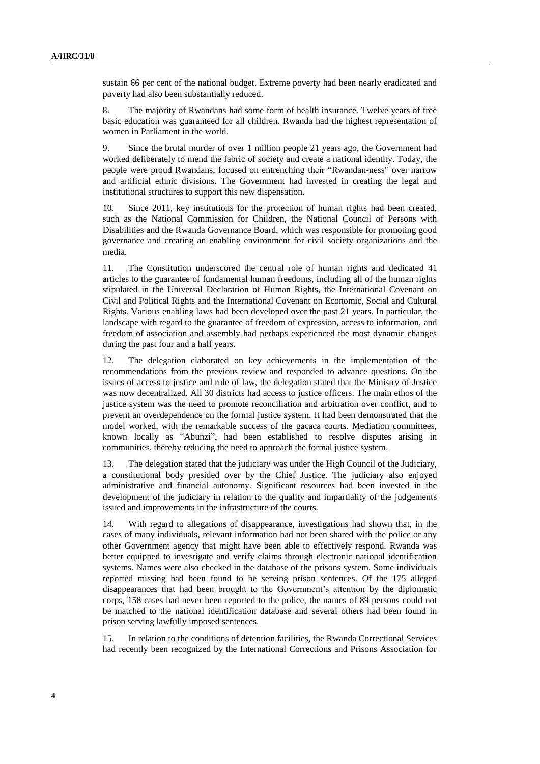sustain 66 per cent of the national budget. Extreme poverty had been nearly eradicated and poverty had also been substantially reduced.

8. The majority of Rwandans had some form of health insurance. Twelve years of free basic education was guaranteed for all children. Rwanda had the highest representation of women in Parliament in the world.

9. Since the brutal murder of over 1 million people 21 years ago, the Government had worked deliberately to mend the fabric of society and create a national identity. Today, the people were proud Rwandans, focused on entrenching their "Rwandan-ness" over narrow and artificial ethnic divisions. The Government had invested in creating the legal and institutional structures to support this new dispensation.

10. Since 2011, key institutions for the protection of human rights had been created, such as the National Commission for Children, the National Council of Persons with Disabilities and the Rwanda Governance Board, which was responsible for promoting good governance and creating an enabling environment for civil society organizations and the media.

11. The Constitution underscored the central role of human rights and dedicated 41 articles to the guarantee of fundamental human freedoms, including all of the human rights stipulated in the Universal Declaration of Human Rights, the International Covenant on Civil and Political Rights and the International Covenant on Economic, Social and Cultural Rights. Various enabling laws had been developed over the past 21 years. In particular, the landscape with regard to the guarantee of freedom of expression, access to information, and freedom of association and assembly had perhaps experienced the most dynamic changes during the past four and a half years.

12. The delegation elaborated on key achievements in the implementation of the recommendations from the previous review and responded to advance questions. On the issues of access to justice and rule of law, the delegation stated that the Ministry of Justice was now decentralized. All 30 districts had access to justice officers. The main ethos of the justice system was the need to promote reconciliation and arbitration over conflict, and to prevent an overdependence on the formal justice system. It had been demonstrated that the model worked, with the remarkable success of the gacaca courts. Mediation committees, known locally as "Abunzi", had been established to resolve disputes arising in communities, thereby reducing the need to approach the formal justice system.

13. The delegation stated that the judiciary was under the High Council of the Judiciary, a constitutional body presided over by the Chief Justice. The judiciary also enjoyed administrative and financial autonomy. Significant resources had been invested in the development of the judiciary in relation to the quality and impartiality of the judgements issued and improvements in the infrastructure of the courts.

14. With regard to allegations of disappearance, investigations had shown that, in the cases of many individuals, relevant information had not been shared with the police or any other Government agency that might have been able to effectively respond. Rwanda was better equipped to investigate and verify claims through electronic national identification systems. Names were also checked in the database of the prisons system. Some individuals reported missing had been found to be serving prison sentences. Of the 175 alleged disappearances that had been brought to the Government's attention by the diplomatic corps, 158 cases had never been reported to the police, the names of 89 persons could not be matched to the national identification database and several others had been found in prison serving lawfully imposed sentences.

15. In relation to the conditions of detention facilities, the Rwanda Correctional Services had recently been recognized by the International Corrections and Prisons Association for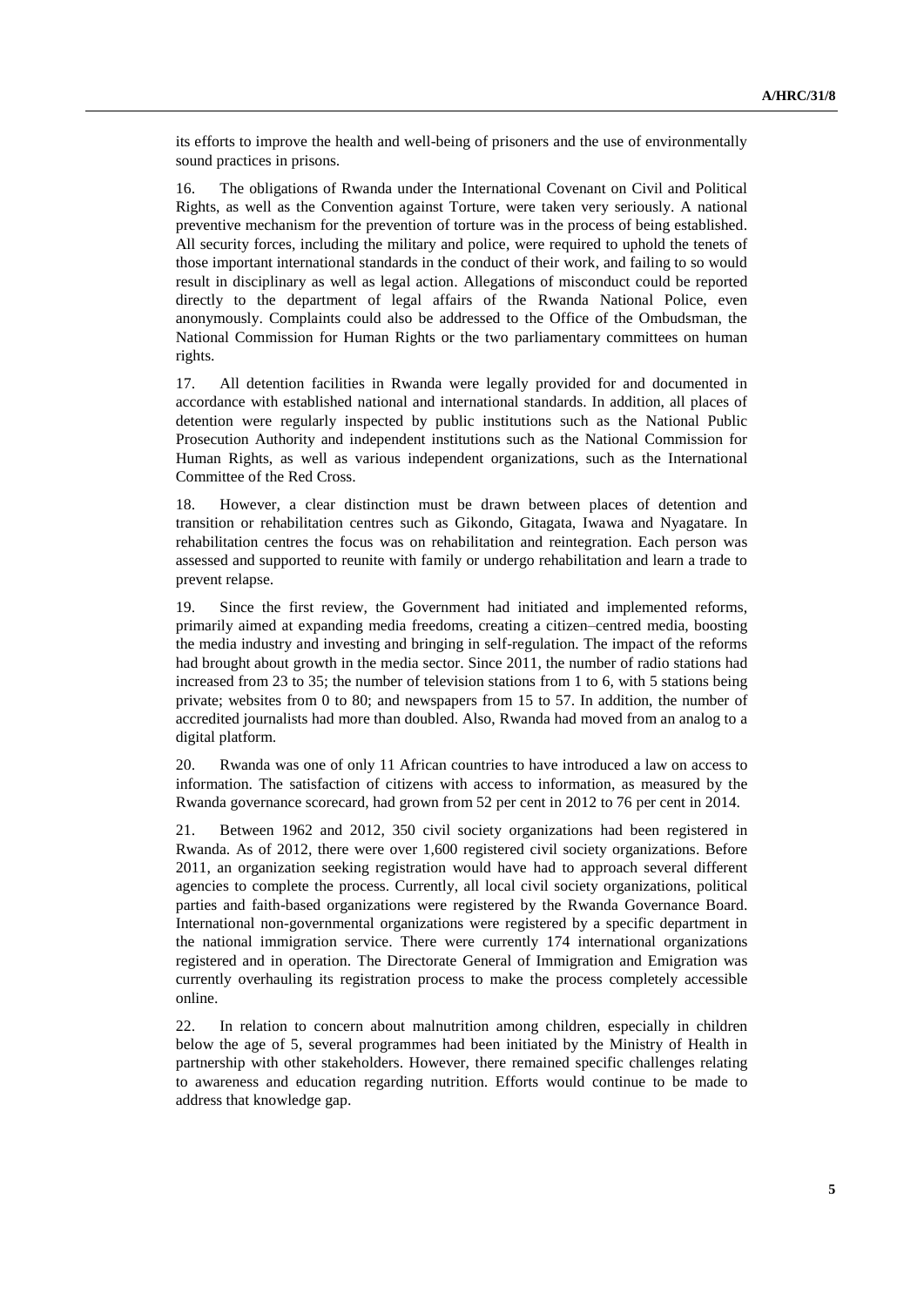its efforts to improve the health and well-being of prisoners and the use of environmentally sound practices in prisons.

16. The obligations of Rwanda under the International Covenant on Civil and Political Rights, as well as the Convention against Torture, were taken very seriously. A national preventive mechanism for the prevention of torture was in the process of being established. All security forces, including the military and police, were required to uphold the tenets of those important international standards in the conduct of their work, and failing to so would result in disciplinary as well as legal action. Allegations of misconduct could be reported directly to the department of legal affairs of the Rwanda National Police, even anonymously. Complaints could also be addressed to the Office of the Ombudsman, the National Commission for Human Rights or the two parliamentary committees on human rights.

17. All detention facilities in Rwanda were legally provided for and documented in accordance with established national and international standards. In addition, all places of detention were regularly inspected by public institutions such as the National Public Prosecution Authority and independent institutions such as the National Commission for Human Rights, as well as various independent organizations, such as the International Committee of the Red Cross.

18. However, a clear distinction must be drawn between places of detention and transition or rehabilitation centres such as Gikondo, Gitagata, Iwawa and Nyagatare. In rehabilitation centres the focus was on rehabilitation and reintegration. Each person was assessed and supported to reunite with family or undergo rehabilitation and learn a trade to prevent relapse.

19. Since the first review, the Government had initiated and implemented reforms, primarily aimed at expanding media freedoms, creating a citizen–centred media, boosting the media industry and investing and bringing in self-regulation. The impact of the reforms had brought about growth in the media sector. Since 2011, the number of radio stations had increased from 23 to 35; the number of television stations from 1 to 6, with 5 stations being private; websites from 0 to 80; and newspapers from 15 to 57. In addition, the number of accredited journalists had more than doubled. Also, Rwanda had moved from an analog to a digital platform.

20. Rwanda was one of only 11 African countries to have introduced a law on access to information. The satisfaction of citizens with access to information, as measured by the Rwanda governance scorecard, had grown from 52 per cent in 2012 to 76 per cent in 2014.

21. Between 1962 and 2012, 350 civil society organizations had been registered in Rwanda. As of 2012, there were over 1,600 registered civil society organizations. Before 2011, an organization seeking registration would have had to approach several different agencies to complete the process. Currently, all local civil society organizations, political parties and faith-based organizations were registered by the Rwanda Governance Board. International non-governmental organizations were registered by a specific department in the national immigration service. There were currently 174 international organizations registered and in operation. The Directorate General of Immigration and Emigration was currently overhauling its registration process to make the process completely accessible online.

22. In relation to concern about malnutrition among children, especially in children below the age of 5, several programmes had been initiated by the Ministry of Health in partnership with other stakeholders. However, there remained specific challenges relating to awareness and education regarding nutrition. Efforts would continue to be made to address that knowledge gap.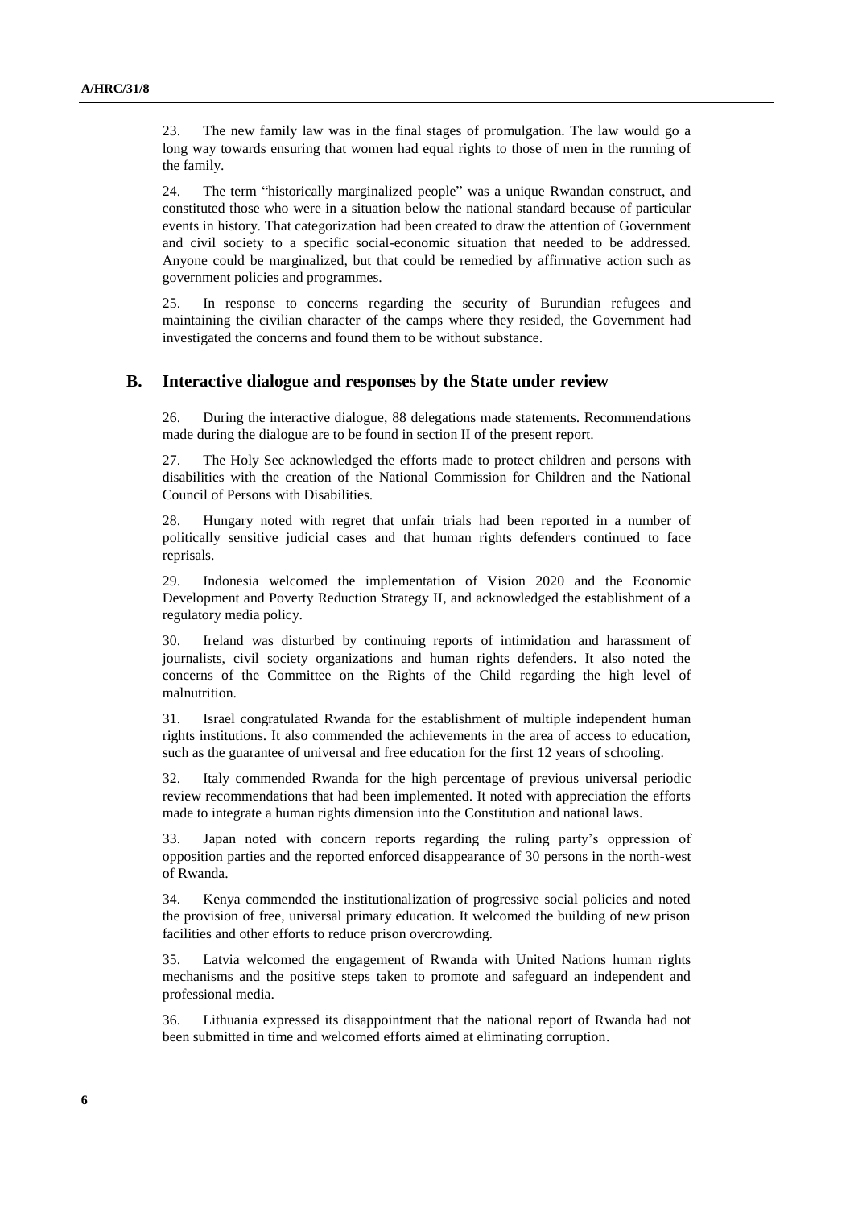23. The new family law was in the final stages of promulgation. The law would go a long way towards ensuring that women had equal rights to those of men in the running of the family.

24. The term "historically marginalized people" was a unique Rwandan construct, and constituted those who were in a situation below the national standard because of particular events in history. That categorization had been created to draw the attention of Government and civil society to a specific social-economic situation that needed to be addressed. Anyone could be marginalized, but that could be remedied by affirmative action such as government policies and programmes.

25. In response to concerns regarding the security of Burundian refugees and maintaining the civilian character of the camps where they resided, the Government had investigated the concerns and found them to be without substance.

## B. Interactive dialogue and responses by the State under review

26. During the interactive dialogue, 88 delegations made statements. Recommendations made during the dialogue are to be found in section II of the present report.

27. The Holy See acknowledged the efforts made to protect children and persons with disabilities with the creation of the National Commission for Children and the National Council of Persons with Disabilities.

28. Hungary noted with regret that unfair trials had been reported in a number of politically sensitive judicial cases and that human rights defenders continued to face reprisals.

29. Indonesia welcomed the implementation of Vision 2020 and the Economic Development and Poverty Reduction Strategy II, and acknowledged the establishment of a regulatory media policy.

30. Ireland was disturbed by continuing reports of intimidation and harassment of journalists, civil society organizations and human rights defenders. It also noted the concerns of the Committee on the Rights of the Child regarding the high level of malnutrition.

31. Israel congratulated Rwanda for the establishment of multiple independent human rights institutions. It also commended the achievements in the area of access to education, such as the guarantee of universal and free education for the first 12 years of schooling.

32. Italy commended Rwanda for the high percentage of previous universal periodic review recommendations that had been implemented. It noted with appreciation the efforts made to integrate a human rights dimension into the Constitution and national laws.

33. Japan noted with concern reports regarding the ruling party's oppression of opposition parties and the reported enforced disappearance of 30 persons in the north-west of Rwanda.

34. Kenya commended the institutionalization of progressive social policies and noted the provision of free, universal primary education. It welcomed the building of new prison facilities and other efforts to reduce prison overcrowding.

35. Latvia welcomed the engagement of Rwanda with United Nations human rights mechanisms and the positive steps taken to promote and safeguard an independent and professional media.

36. Lithuania expressed its disappointment that the national report of Rwanda had not been submitted in time and welcomed efforts aimed at eliminating corruption.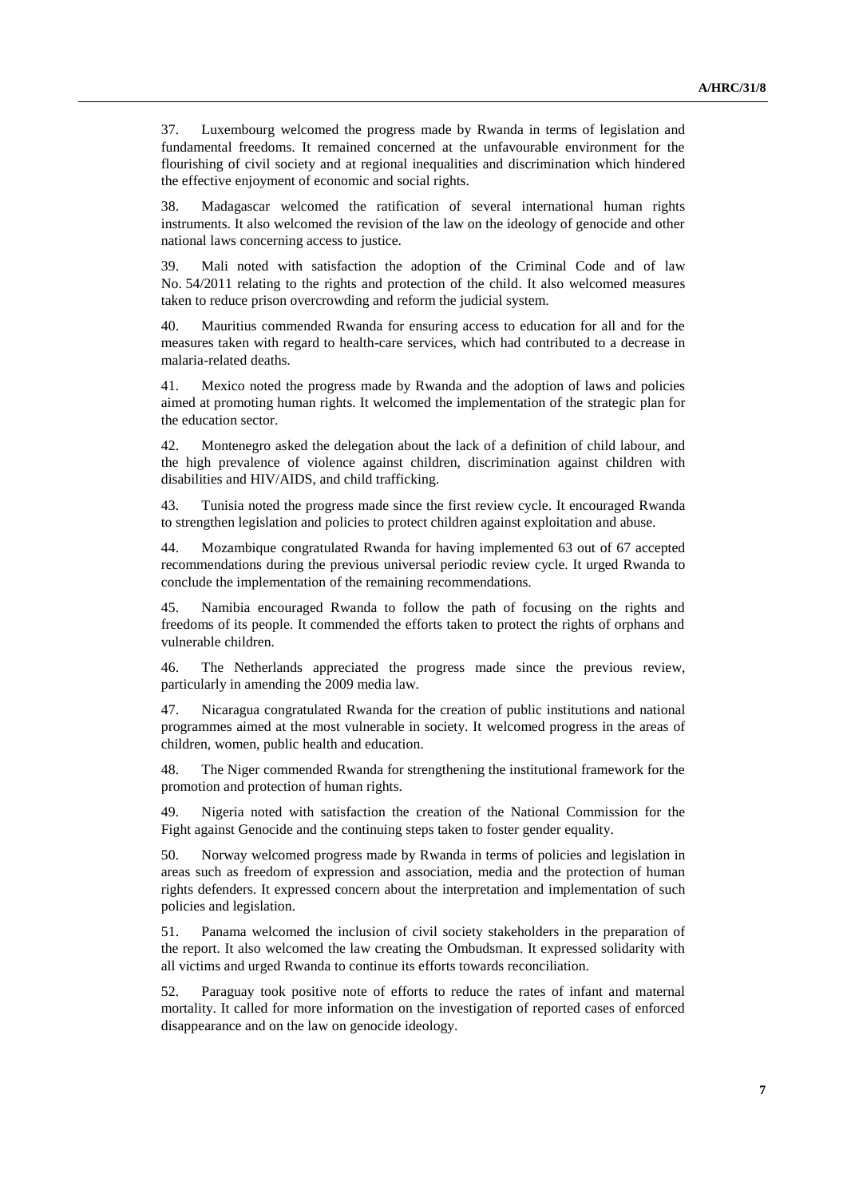37. Luxembourg welcomed the progress made by Rwanda in terms of legislation and fundamental freedoms. It remained concerned at the unfavourable environment for the flourishing of civil society and at regional inequalities and discrimination which hindered the effective enjoyment of economic and social rights.

38. Madagascar welcomed the ratification of several international human rights instruments. It also welcomed the revision of the law on the ideology of genocide and other national laws concerning access to justice.

39. Mali noted with satisfaction the adoption of the Criminal Code and of law No. 54/2011 relating to the rights and protection of the child. It also welcomed measures taken to reduce prison overcrowding and reform the judicial system.

40. Mauritius commended Rwanda for ensuring access to education for all and for the measures taken with regard to health-care services, which had contributed to a decrease in malaria-related deaths.

41. Mexico noted the progress made by Rwanda and the adoption of laws and policies aimed at promoting human rights. It welcomed the implementation of the strategic plan for the education sector.

42. Montenegro asked the delegation about the lack of a definition of child labour, and the high prevalence of violence against children, discrimination against children with disabilities and HIV/AIDS, and child trafficking.

43. Tunisia noted the progress made since the first review cycle. It encouraged Rwanda to strengthen legislation and policies to protect children against exploitation and abuse.

44. Mozambique congratulated Rwanda for having implemented 63 out of 67 accepted recommendations during the previous universal periodic review cycle. It urged Rwanda to conclude the implementation of the remaining recommendations.

45. Namibia encouraged Rwanda to follow the path of focusing on the rights and freedoms of its people. It commended the efforts taken to protect the rights of orphans and vulnerable children.

46. The Netherlands appreciated the progress made since the previous review, particularly in amending the 2009 media law.

47. Nicaragua congratulated Rwanda for the creation of public institutions and national programmes aimed at the most vulnerable in society. It welcomed progress in the areas of children, women, public health and education.

48. The Niger commended Rwanda for strengthening the institutional framework for the promotion and protection of human rights.

49. Nigeria noted with satisfaction the creation of the National Commission for the Fight against Genocide and the continuing steps taken to foster gender equality.

50. Norway welcomed progress made by Rwanda in terms of policies and legislation in areas such as freedom of expression and association, media and the protection of human rights defenders. It expressed concern about the interpretation and implementation of such policies and legislation.

51. Panama welcomed the inclusion of civil society stakeholders in the preparation of the report. It also welcomed the law creating the Ombudsman. It expressed solidarity with all victims and urged Rwanda to continue its efforts towards reconciliation.

52. Paraguay took positive note of efforts to reduce the rates of infant and maternal mortality. It called for more information on the investigation of reported cases of enforced disappearance and on the law on genocide ideology.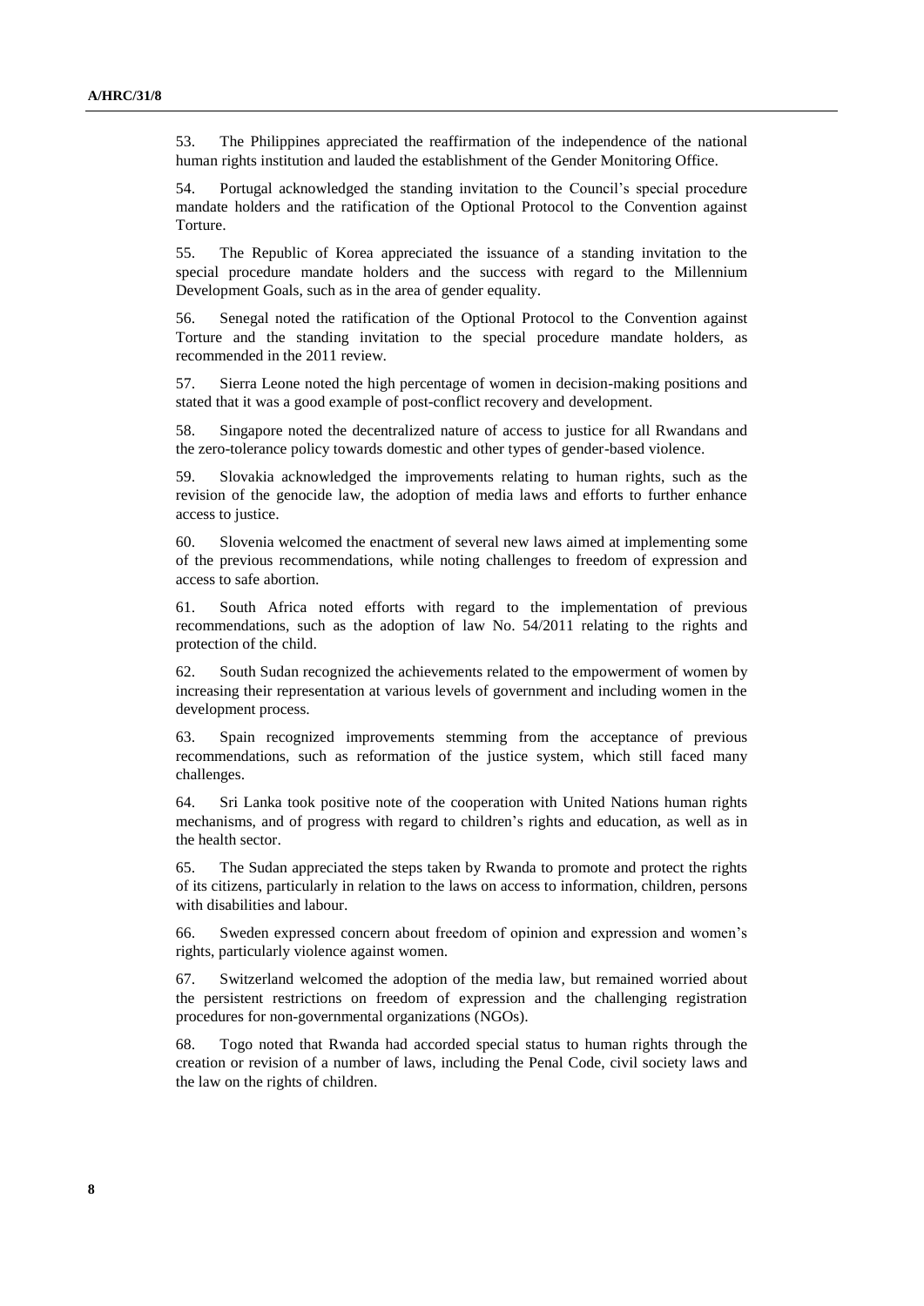53. The Philippines appreciated the reaffirmation of the independence of the national human rights institution and lauded the establishment of the Gender Monitoring Office.

54. Portugal acknowledged the standing invitation to the Council's special procedure mandate holders and the ratification of the Optional Protocol to the Convention against Torture.

55. The Republic of Korea appreciated the issuance of a standing invitation to the special procedure mandate holders and the success with regard to the Millennium Development Goals, such as in the area of gender equality.

56. Senegal noted the ratification of the Optional Protocol to the Convention against Torture and the standing invitation to the special procedure mandate holders, as recommended in the 2011 review.

57. Sierra Leone noted the high percentage of women in decision-making positions and stated that it was a good example of post-conflict recovery and development.

58. Singapore noted the decentralized nature of access to justice for all Rwandans and the zero-tolerance policy towards domestic and other types of gender-based violence.

59. Slovakia acknowledged the improvements relating to human rights, such as the revision of the genocide law, the adoption of media laws and efforts to further enhance access to justice.

60. Slovenia welcomed the enactment of several new laws aimed at implementing some of the previous recommendations, while noting challenges to freedom of expression and access to safe abortion.

61. South Africa noted efforts with regard to the implementation of previous recommendations, such as the adoption of law No. 54/2011 relating to the rights and protection of the child.

62. South Sudan recognized the achievements related to the empowerment of women by increasing their representation at various levels of government and including women in the development process.

63. Spain recognized improvements stemming from the acceptance of previous recommendations, such as reformation of the justice system, which still faced many challenges.

64. Sri Lanka took positive note of the cooperation with United Nations human rights mechanisms, and of progress with regard to children's rights and education, as well as in the health sector.

65. The Sudan appreciated the steps taken by Rwanda to promote and protect the rights of its citizens, particularly in relation to the laws on access to information, children, persons with disabilities and labour.

66. Sweden expressed concern about freedom of opinion and expression and women's rights, particularly violence against women.

67. Switzerland welcomed the adoption of the media law, but remained worried about the persistent restrictions on freedom of expression and the challenging registration procedures for non-governmental organizations (NGOs).

68. Togo noted that Rwanda had accorded special status to human rights through the creation or revision of a number of laws, including the Penal Code, civil society laws and the law on the rights of children.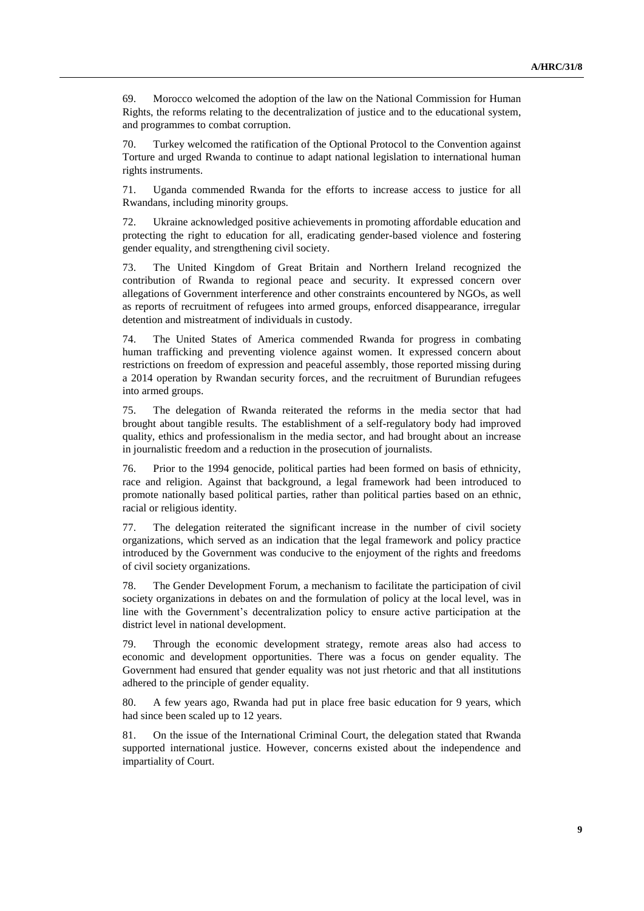69. Morocco welcomed the adoption of the law on the National Commission for Human Rights, the reforms relating to the decentralization of justice and to the educational system, and programmes to combat corruption.

70. Turkey welcomed the ratification of the Optional Protocol to the Convention against Torture and urged Rwanda to continue to adapt national legislation to international human rights instruments.

71. Uganda commended Rwanda for the efforts to increase access to justice for all Rwandans, including minority groups.

72. Ukraine acknowledged positive achievements in promoting affordable education and protecting the right to education for all, eradicating gender-based violence and fostering gender equality, and strengthening civil society.

73. The United Kingdom of Great Britain and Northern Ireland recognized the contribution of Rwanda to regional peace and security. It expressed concern over allegations of Government interference and other constraints encountered by NGOs, as well as reports of recruitment of refugees into armed groups, enforced disappearance, irregular detention and mistreatment of individuals in custody.

74. The United States of America commended Rwanda for progress in combating human trafficking and preventing violence against women. It expressed concern about restrictions on freedom of expression and peaceful assembly, those reported missing during a 2014 operation by Rwandan security forces, and the recruitment of Burundian refugees into armed groups.

75. The delegation of Rwanda reiterated the reforms in the media sector that had brought about tangible results. The establishment of a self-regulatory body had improved quality, ethics and professionalism in the media sector, and had brought about an increase in journalistic freedom and a reduction in the prosecution of journalists.

76. Prior to the 1994 genocide, political parties had been formed on basis of ethnicity, race and religion. Against that background, a legal framework had been introduced to promote nationally based political parties, rather than political parties based on an ethnic, racial or religious identity.

77. The delegation reiterated the significant increase in the number of civil society organizations, which served as an indication that the legal framework and policy practice introduced by the Government was conducive to the enjoyment of the rights and freedoms of civil society organizations.

78. The Gender Development Forum, a mechanism to facilitate the participation of civil society organizations in debates on and the formulation of policy at the local level, was in line with the Government's decentralization policy to ensure active participation at the district level in national development.

79. Through the economic development strategy, remote areas also had access to economic and development opportunities. There was a focus on gender equality. The Government had ensured that gender equality was not just rhetoric and that all institutions adhered to the principle of gender equality.

80. A few years ago, Rwanda had put in place free basic education for 9 years, which had since been scaled up to 12 years.

81. On the issue of the International Criminal Court, the delegation stated that Rwanda supported international justice. However, concerns existed about the independence and impartiality of Court.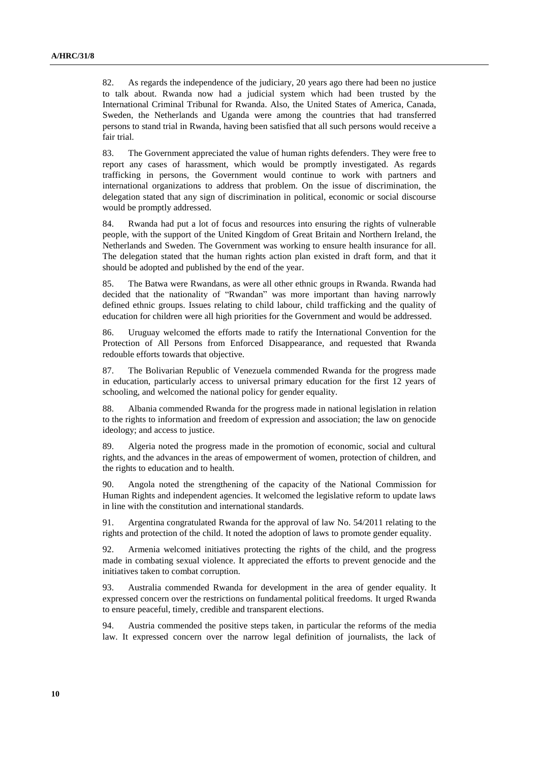82. As regards the independence of the judiciary, 20 years ago there had been no justice to talk about. Rwanda now had a judicial system which had been trusted by the International Criminal Tribunal for Rwanda. Also, the United States of America, Canada, Sweden, the Netherlands and Uganda were among the countries that had transferred persons to stand trial in Rwanda, having been satisfied that all such persons would receive a fair trial.

83. The Government appreciated the value of human rights defenders. They were free to report any cases of harassment, which would be promptly investigated. As regards trafficking in persons, the Government would continue to work with partners and international organizations to address that problem. On the issue of discrimination, the delegation stated that any sign of discrimination in political, economic or social discourse would be promptly addressed.

84. Rwanda had put a lot of focus and resources into ensuring the rights of vulnerable people, with the support of the United Kingdom of Great Britain and Northern Ireland, the Netherlands and Sweden. The Government was working to ensure health insurance for all. The delegation stated that the human rights action plan existed in draft form, and that it should be adopted and published by the end of the year.

85. The Batwa were Rwandans, as were all other ethnic groups in Rwanda. Rwanda had decided that the nationality of "Rwandan" was more important than having narrowly defined ethnic groups. Issues relating to child labour, child trafficking and the quality of education for children were all high priorities for the Government and would be addressed.

86. Uruguay welcomed the efforts made to ratify the International Convention for the Protection of All Persons from Enforced Disappearance, and requested that Rwanda redouble efforts towards that objective.

87. The Bolivarian Republic of Venezuela commended Rwanda for the progress made in education, particularly access to universal primary education for the first 12 years of schooling, and welcomed the national policy for gender equality.

88. Albania commended Rwanda for the progress made in national legislation in relation to the rights to information and freedom of expression and association; the law on genocide ideology; and access to justice.

89. Algeria noted the progress made in the promotion of economic, social and cultural rights, and the advances in the areas of empowerment of women, protection of children, and the rights to education and to health.

90. Angola noted the strengthening of the capacity of the National Commission for Human Rights and independent agencies. It welcomed the legislative reform to update laws in line with the constitution and international standards.

91. Argentina congratulated Rwanda for the approval of law No. 54/2011 relating to the rights and protection of the child. It noted the adoption of laws to promote gender equality.

92. Armenia welcomed initiatives protecting the rights of the child, and the progress made in combating sexual violence. It appreciated the efforts to prevent genocide and the initiatives taken to combat corruption.

93. Australia commended Rwanda for development in the area of gender equality. It expressed concern over the restrictions on fundamental political freedoms. It urged Rwanda to ensure peaceful, timely, credible and transparent elections.

94. Austria commended the positive steps taken, in particular the reforms of the media law. It expressed concern over the narrow legal definition of journalists, the lack of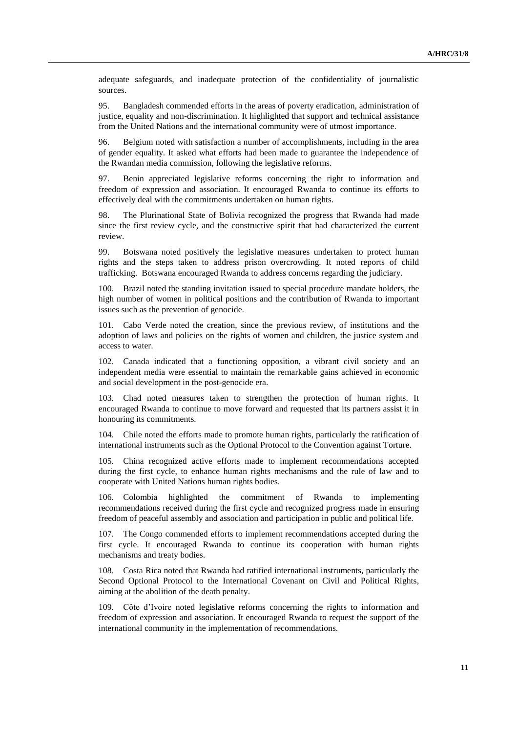adequate safeguards, and inadequate protection of the confidentiality of journalistic sources.

95. Bangladesh commended efforts in the areas of poverty eradication, administration of justice, equality and non-discrimination. It highlighted that support and technical assistance from the United Nations and the international community were of utmost importance.

96. Belgium noted with satisfaction a number of accomplishments, including in the area of gender equality. It asked what efforts had been made to guarantee the independence of the Rwandan media commission, following the legislative reforms.

97. Benin appreciated legislative reforms concerning the right to information and freedom of expression and association. It encouraged Rwanda to continue its efforts to effectively deal with the commitments undertaken on human rights.

98. The Plurinational State of Bolivia recognized the progress that Rwanda had made since the first review cycle, and the constructive spirit that had characterized the current review.

99. Botswana noted positively the legislative measures undertaken to protect human rights and the steps taken to address prison overcrowding. It noted reports of child trafficking. Botswana encouraged Rwanda to address concerns regarding the judiciary.

100. Brazil noted the standing invitation issued to special procedure mandate holders, the high number of women in political positions and the contribution of Rwanda to important issues such as the prevention of genocide.

101. Cabo Verde noted the creation, since the previous review, of institutions and the adoption of laws and policies on the rights of women and children, the justice system and access to water.

102. Canada indicated that a functioning opposition, a vibrant civil society and an independent media were essential to maintain the remarkable gains achieved in economic and social development in the post-genocide era.

103. Chad noted measures taken to strengthen the protection of human rights. It encouraged Rwanda to continue to move forward and requested that its partners assist it in honouring its commitments.

104. Chile noted the efforts made to promote human rights, particularly the ratification of international instruments such as the Optional Protocol to the Convention against Torture.

105. China recognized active efforts made to implement recommendations accepted during the first cycle, to enhance human rights mechanisms and the rule of law and to cooperate with United Nations human rights bodies.

106. Colombia highlighted the commitment of Rwanda to implementing recommendations received during the first cycle and recognized progress made in ensuring freedom of peaceful assembly and association and participation in public and political life.

107. The Congo commended efforts to implement recommendations accepted during the first cycle. It encouraged Rwanda to continue its cooperation with human rights mechanisms and treaty bodies.

108. Costa Rica noted that Rwanda had ratified international instruments, particularly the Second Optional Protocol to the International Covenant on Civil and Political Rights, aiming at the abolition of the death penalty.

109. Côte d'Ivoire noted legislative reforms concerning the rights to information and freedom of expression and association. It encouraged Rwanda to request the support of the international community in the implementation of recommendations.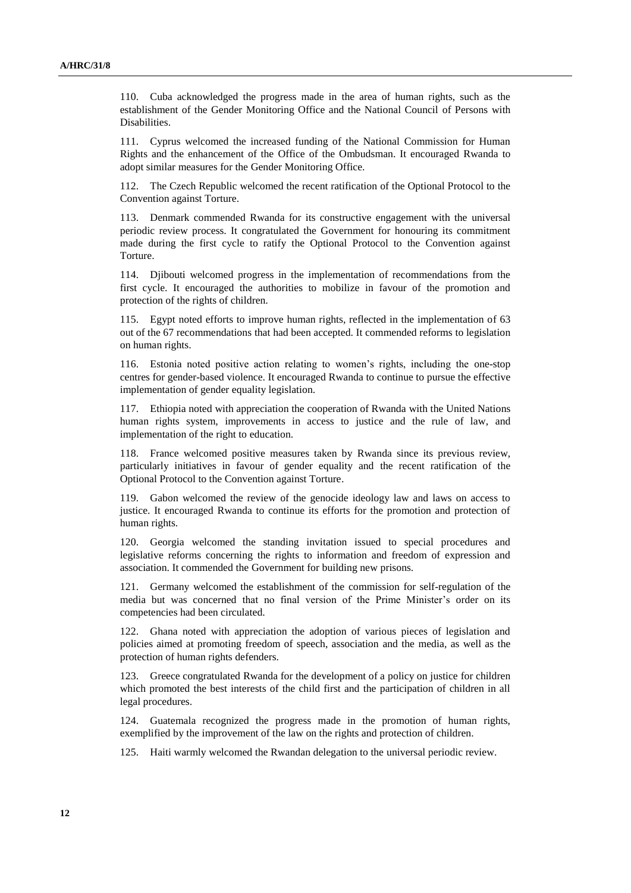110. Cuba acknowledged the progress made in the area of human rights, such as the establishment of the Gender Monitoring Office and the National Council of Persons with Disabilities.

111. Cyprus welcomed the increased funding of the National Commission for Human Rights and the enhancement of the Office of the Ombudsman. It encouraged Rwanda to adopt similar measures for the Gender Monitoring Office.

112. The Czech Republic welcomed the recent ratification of the Optional Protocol to the Convention against Torture.

113. Denmark commended Rwanda for its constructive engagement with the universal periodic review process. It congratulated the Government for honouring its commitment made during the first cycle to ratify the Optional Protocol to the Convention against Torture.

114. Djibouti welcomed progress in the implementation of recommendations from the first cycle. It encouraged the authorities to mobilize in favour of the promotion and protection of the rights of children.

115. Egypt noted efforts to improve human rights, reflected in the implementation of 63 out of the 67 recommendations that had been accepted. It commended reforms to legislation on human rights.

116. Estonia noted positive action relating to women's rights, including the one-stop centres for gender-based violence. It encouraged Rwanda to continue to pursue the effective implementation of gender equality legislation.

117. Ethiopia noted with appreciation the cooperation of Rwanda with the United Nations human rights system, improvements in access to justice and the rule of law, and implementation of the right to education.

118. France welcomed positive measures taken by Rwanda since its previous review, particularly initiatives in favour of gender equality and the recent ratification of the Optional Protocol to the Convention against Torture.

119. Gabon welcomed the review of the genocide ideology law and laws on access to justice. It encouraged Rwanda to continue its efforts for the promotion and protection of human rights.

120. Georgia welcomed the standing invitation issued to special procedures and legislative reforms concerning the rights to information and freedom of expression and association. It commended the Government for building new prisons.

121. Germany welcomed the establishment of the commission for self-regulation of the media but was concerned that no final version of the Prime Minister's order on its competencies had been circulated.

122. Ghana noted with appreciation the adoption of various pieces of legislation and policies aimed at promoting freedom of speech, association and the media, as well as the protection of human rights defenders.

123. Greece congratulated Rwanda for the development of a policy on justice for children which promoted the best interests of the child first and the participation of children in all legal procedures.

124. Guatemala recognized the progress made in the promotion of human rights, exemplified by the improvement of the law on the rights and protection of children.

125. Haiti warmly welcomed the Rwandan delegation to the universal periodic review.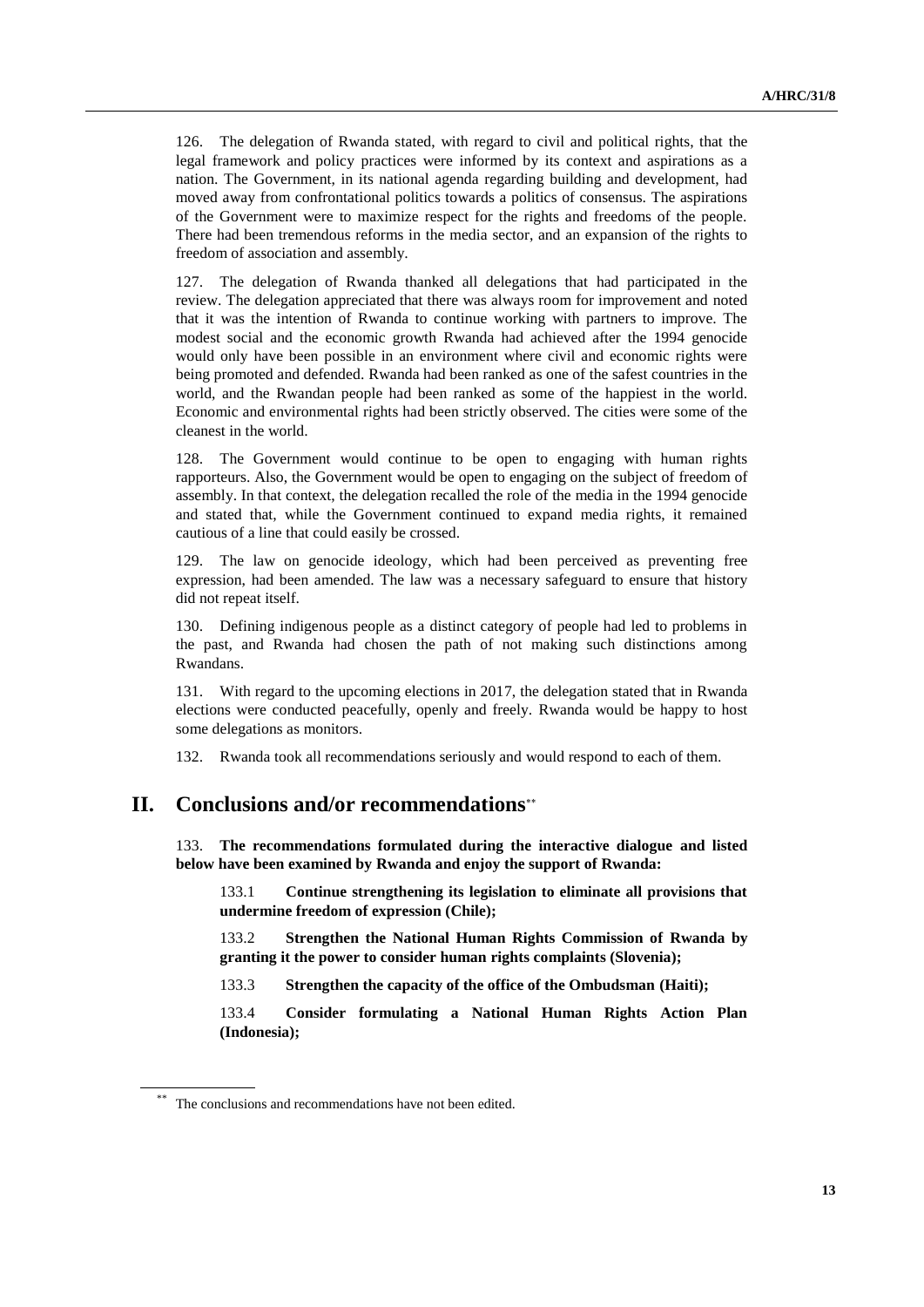126. The delegation of Rwanda stated, with regard to civil and political rights, that the legal framework and policy practices were informed by its context and aspirations as a nation. The Government, in its national agenda regarding building and development, had moved away from confrontational politics towards a politics of consensus. The aspirations of the Government were to maximize respect for the rights and freedoms of the people. There had been tremendous reforms in the media sector, and an expansion of the rights to freedom of association and assembly.

127. The delegation of Rwanda thanked all delegations that had participated in the review. The delegation appreciated that there was always room for improvement and noted that it was the intention of Rwanda to continue working with partners to improve. The modest social and the economic growth Rwanda had achieved after the 1994 genocide would only have been possible in an environment where civil and economic rights were being promoted and defended. Rwanda had been ranked as one of the safest countries in the world, and the Rwandan people had been ranked as some of the happiest in the world. Economic and environmental rights had been strictly observed. The cities were some of the cleanest in the world.

128. The Government would continue to be open to engaging with human rights rapporteurs. Also, the Government would be open to engaging on the subject of freedom of assembly. In that context, the delegation recalled the role of the media in the 1994 genocide and stated that, while the Government continued to expand media rights, it remained cautious of a line that could easily be crossed.

129. The law on genocide ideology, which had been perceived as preventing free expression, had been amended. The law was a necessary safeguard to ensure that history did not repeat itself.

130. Defining indigenous people as a distinct category of people had led to problems in the past, and Rwanda had chosen the path of not making such distinctions among Rwandans.

131. With regard to the upcoming elections in 2017, the delegation stated that in Rwanda elections were conducted peacefully, openly and freely. Rwanda would be happy to host some delegations as monitors.

132. Rwanda took all recommendations seriously and would respond to each of them.

# II. Conclusions and/or recommendations[**]

133. **The recommendations formulated during the interactive dialogue and listed below have been examined by Rwanda and enjoy the support of Rwanda:**

133.1 **Continue strengthening its legislation to eliminate all provisions that undermine freedom of expression (Chile);**

133.2 **Strengthen the National Human Rights Commission of Rwanda by granting it the power to consider human rights complaints (Slovenia);**

133.3 **Strengthen the capacity of the office of the Ombudsman (Haiti);**

133.4 **Consider formulating a National Human Rights Action Plan (Indonesia);**

[**] The conclusions and recommendations have not been edited.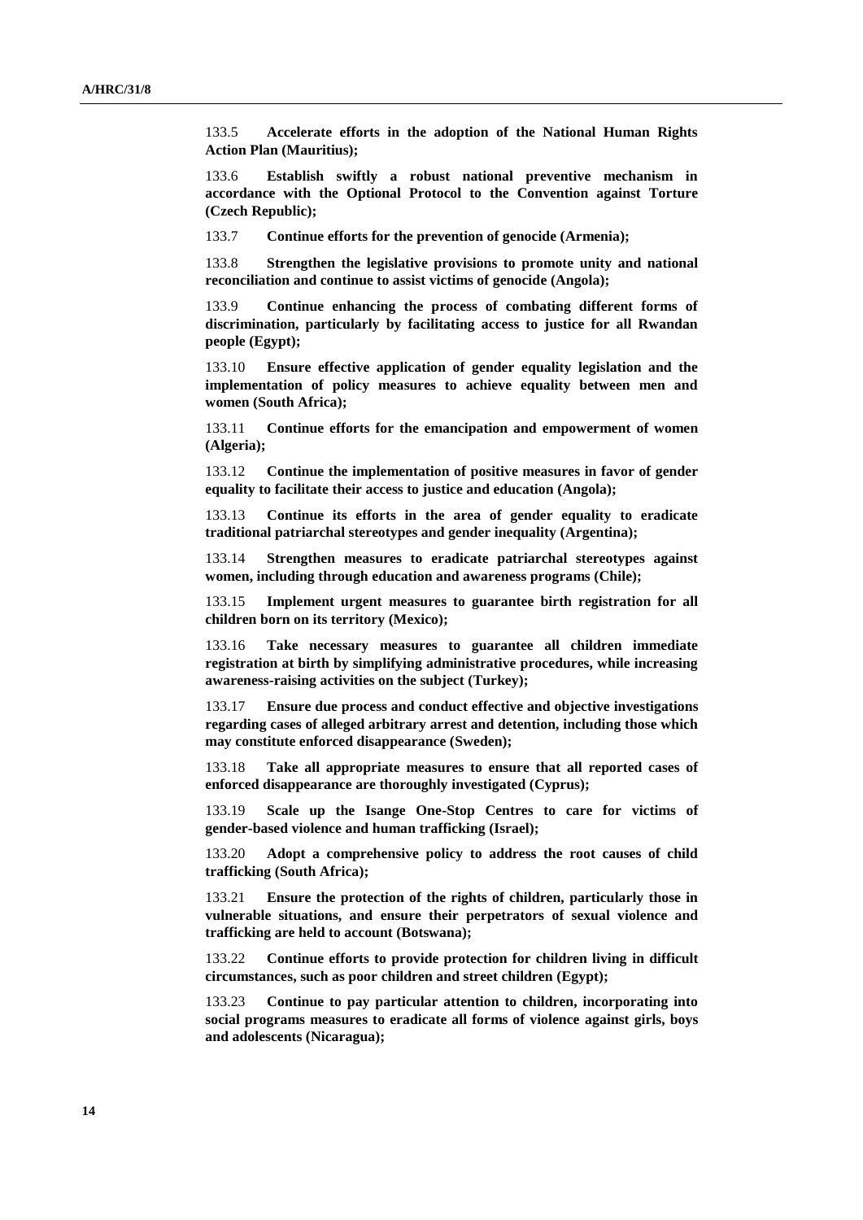133.5 **Accelerate efforts in the adoption of the National Human Rights Action Plan (Mauritius);**

133.6 **Establish swiftly a robust national preventive mechanism in accordance with the Optional Protocol to the Convention against Torture (Czech Republic);**

133.7 **Continue efforts for the prevention of genocide (Armenia);**

133.8 **Strengthen the legislative provisions to promote unity and national reconciliation and continue to assist victims of genocide (Angola);**

133.9 **Continue enhancing the process of combating different forms of discrimination, particularly by facilitating access to justice for all Rwandan people (Egypt);**

133.10 **Ensure effective application of gender equality legislation and the implementation of policy measures to achieve equality between men and women (South Africa);**

133.11 **Continue efforts for the emancipation and empowerment of women (Algeria);**

133.12 **Continue the implementation of positive measures in favor of gender equality to facilitate their access to justice and education (Angola);**

133.13 **Continue its efforts in the area of gender equality to eradicate traditional patriarchal stereotypes and gender inequality (Argentina);**

133.14 **Strengthen measures to eradicate patriarchal stereotypes against women, including through education and awareness programs (Chile);**

133.15 **Implement urgent measures to guarantee birth registration for all children born on its territory (Mexico);**

133.16 **Take necessary measures to guarantee all children immediate registration at birth by simplifying administrative procedures, while increasing awareness-raising activities on the subject (Turkey);**

133.17 **Ensure due process and conduct effective and objective investigations regarding cases of alleged arbitrary arrest and detention, including those which may constitute enforced disappearance (Sweden);**

133.18 **Take all appropriate measures to ensure that all reported cases of enforced disappearance are thoroughly investigated (Cyprus);**

133.19 **Scale up the Isange One-Stop Centres to care for victims of gender-based violence and human trafficking (Israel);**

133.20 **Adopt a comprehensive policy to address the root causes of child trafficking (South Africa);**

133.21 **Ensure the protection of the rights of children, particularly those in vulnerable situations, and ensure their perpetrators of sexual violence and trafficking are held to account (Botswana);**

133.22 **Continue efforts to provide protection for children living in difficult circumstances, such as poor children and street children (Egypt);**

133.23 **Continue to pay particular attention to children, incorporating into social programs measures to eradicate all forms of violence against girls, boys and adolescents (Nicaragua);**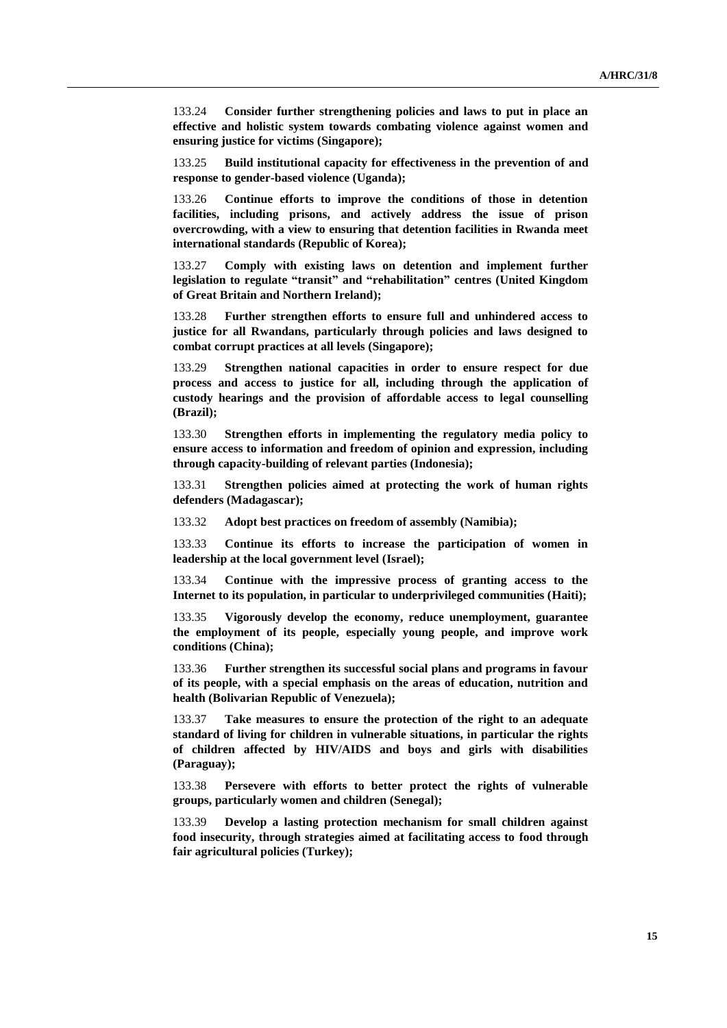133.24 **Consider further strengthening policies and laws to put in place an effective and holistic system towards combating violence against women and ensuring justice for victims (Singapore);**

133.25 **Build institutional capacity for effectiveness in the prevention of and response to gender-based violence (Uganda);**

133.26 **Continue efforts to improve the conditions of those in detention facilities, including prisons, and actively address the issue of prison overcrowding, with a view to ensuring that detention facilities in Rwanda meet international standards (Republic of Korea);**

133.27 **Comply with existing laws on detention and implement further legislation to regulate "transit" and "rehabilitation" centres (United Kingdom of Great Britain and Northern Ireland);**

133.28 **Further strengthen efforts to ensure full and unhindered access to justice for all Rwandans, particularly through policies and laws designed to combat corrupt practices at all levels (Singapore);**

133.29 **Strengthen national capacities in order to ensure respect for due process and access to justice for all, including through the application of custody hearings and the provision of affordable access to legal counselling (Brazil);**

133.30 **Strengthen efforts in implementing the regulatory media policy to ensure access to information and freedom of opinion and expression, including through capacity-building of relevant parties (Indonesia);**

133.31 **Strengthen policies aimed at protecting the work of human rights defenders (Madagascar);**

133.32 **Adopt best practices on freedom of assembly (Namibia);**

133.33 **Continue its efforts to increase the participation of women in leadership at the local government level (Israel);**

133.34 **Continue with the impressive process of granting access to the Internet to its population, in particular to underprivileged communities (Haiti);**

133.35 **Vigorously develop the economy, reduce unemployment, guarantee the employment of its people, especially young people, and improve work conditions (China);**

133.36 **Further strengthen its successful social plans and programs in favour of its people, with a special emphasis on the areas of education, nutrition and health (Bolivarian Republic of Venezuela);**

133.37 **Take measures to ensure the protection of the right to an adequate standard of living for children in vulnerable situations, in particular the rights of children affected by HIV/AIDS and boys and girls with disabilities (Paraguay);**

133.38 **Persevere with efforts to better protect the rights of vulnerable groups, particularly women and children (Senegal);**

133.39 **Develop a lasting protection mechanism for small children against food insecurity, through strategies aimed at facilitating access to food through fair agricultural policies (Turkey);**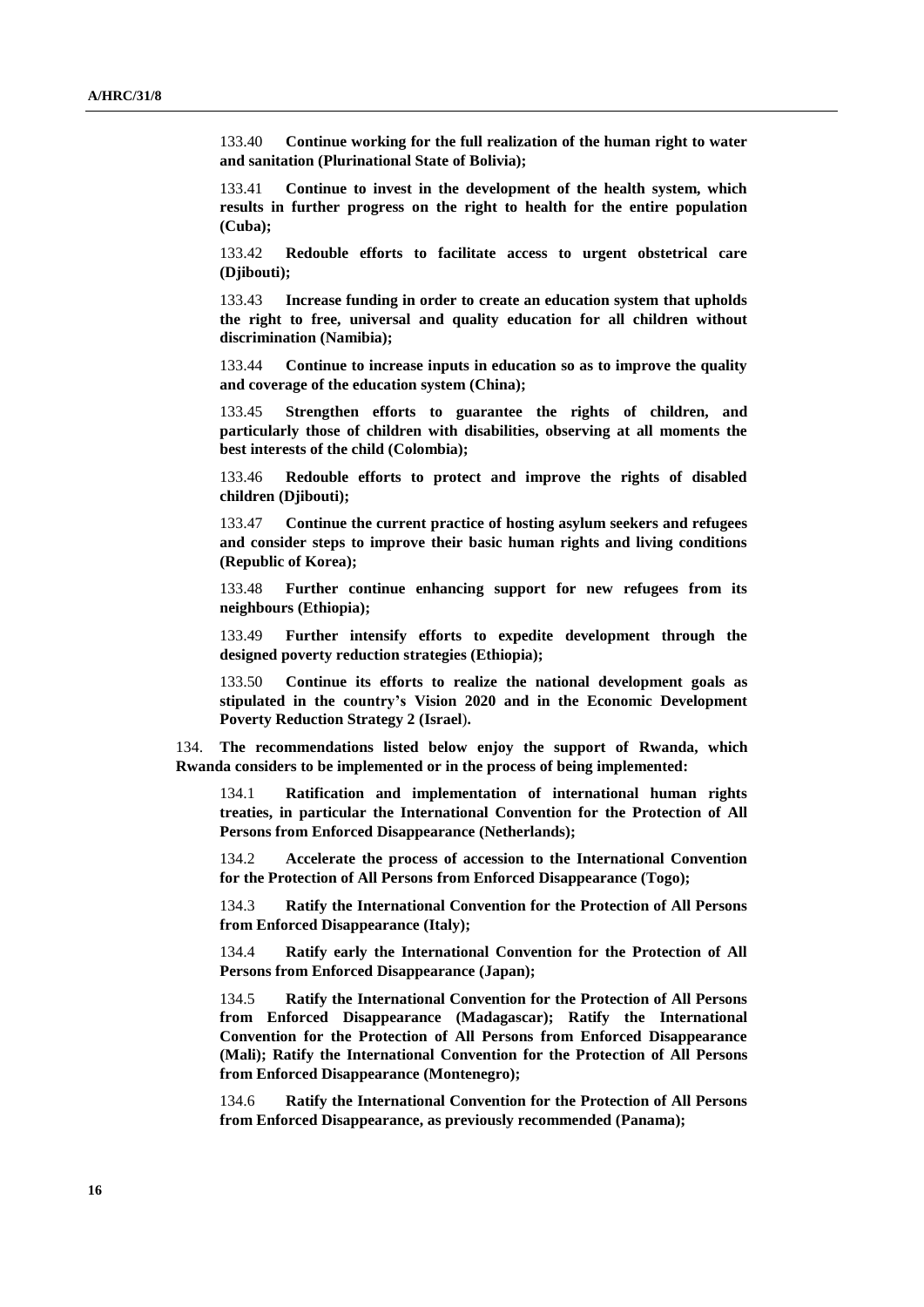133.40 **Continue working for the full realization of the human right to water and sanitation (Plurinational State of Bolivia);**

133.41 **Continue to invest in the development of the health system, which results in further progress on the right to health for the entire population (Cuba);**

133.42 **Redouble efforts to facilitate access to urgent obstetrical care (Djibouti);**

133.43 **Increase funding in order to create an education system that upholds the right to free, universal and quality education for all children without discrimination (Namibia);**

133.44 **Continue to increase inputs in education so as to improve the quality and coverage of the education system (China);**

133.45 **Strengthen efforts to guarantee the rights of children, and particularly those of children with disabilities, observing at all moments the best interests of the child (Colombia);**

133.46 **Redouble efforts to protect and improve the rights of disabled children (Djibouti);**

133.47 **Continue the current practice of hosting asylum seekers and refugees and consider steps to improve their basic human rights and living conditions (Republic of Korea);**

133.48 **Further continue enhancing support for new refugees from its neighbours (Ethiopia);**

133.49 **Further intensify efforts to expedite development through the designed poverty reduction strategies (Ethiopia);**

133.50 **Continue its efforts to realize the national development goals as stipulated in the country's Vision 2020 and in the Economic Development Poverty Reduction Strategy 2 (Israel).**

134. **The recommendations listed below enjoy the support of Rwanda, which Rwanda considers to be implemented or in the process of being implemented:**

134.1 **Ratification and implementation of international human rights treaties, in particular the International Convention for the Protection of All Persons from Enforced Disappearance (Netherlands);**

134.2 **Accelerate the process of accession to the International Convention for the Protection of All Persons from Enforced Disappearance (Togo);**

134.3 **Ratify the International Convention for the Protection of All Persons from Enforced Disappearance (Italy);**

134.4 **Ratify early the International Convention for the Protection of All Persons from Enforced Disappearance (Japan);**

134.5 **Ratify the International Convention for the Protection of All Persons from Enforced Disappearance (Madagascar); Ratify the International Convention for the Protection of All Persons from Enforced Disappearance (Mali); Ratify the International Convention for the Protection of All Persons from Enforced Disappearance (Montenegro);**

134.6 **Ratify the International Convention for the Protection of All Persons from Enforced Disappearance, as previously recommended (Panama);**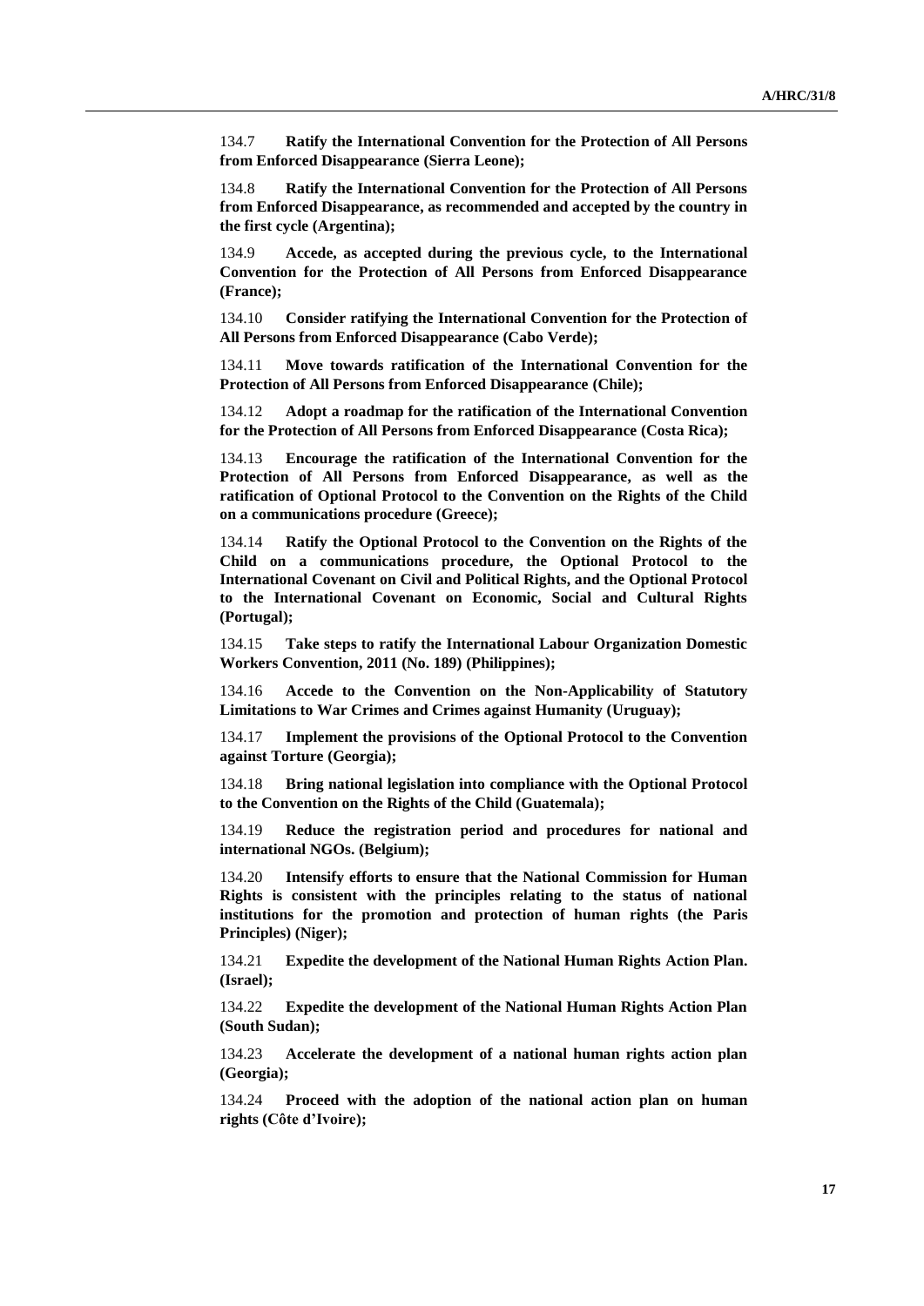134.7 **Ratify the International Convention for the Protection of All Persons from Enforced Disappearance (Sierra Leone);**

134.8 **Ratify the International Convention for the Protection of All Persons from Enforced Disappearance, as recommended and accepted by the country in the first cycle (Argentina);**

134.9 **Accede, as accepted during the previous cycle, to the International Convention for the Protection of All Persons from Enforced Disappearance (France);**

134.10 **Consider ratifying the International Convention for the Protection of All Persons from Enforced Disappearance (Cabo Verde);**

134.11 **Move towards ratification of the International Convention for the Protection of All Persons from Enforced Disappearance (Chile);**

134.12 **Adopt a roadmap for the ratification of the International Convention for the Protection of All Persons from Enforced Disappearance (Costa Rica);**

134.13 **Encourage the ratification of the International Convention for the Protection of All Persons from Enforced Disappearance, as well as the ratification of Optional Protocol to the Convention on the Rights of the Child on a communications procedure (Greece);**

134.14 **Ratify the Optional Protocol to the Convention on the Rights of the Child on a communications procedure, the Optional Protocol to the International Covenant on Civil and Political Rights, and the Optional Protocol to the International Covenant on Economic, Social and Cultural Rights (Portugal);**

134.15 **Take steps to ratify the International Labour Organization Domestic Workers Convention, 2011 (No. 189) (Philippines);**

134.16 **Accede to the Convention on the Non-Applicability of Statutory Limitations to War Crimes and Crimes against Humanity (Uruguay);**

134.17 **Implement the provisions of the Optional Protocol to the Convention against Torture (Georgia);**

134.18 **Bring national legislation into compliance with the Optional Protocol to the Convention on the Rights of the Child (Guatemala);**

134.19 **Reduce the registration period and procedures for national and international NGOs. (Belgium);**

134.20 **Intensify efforts to ensure that the National Commission for Human Rights is consistent with the principles relating to the status of national institutions for the promotion and protection of human rights (the Paris Principles) (Niger);**

134.21 **Expedite the development of the National Human Rights Action Plan. (Israel);**

134.22 **Expedite the development of the National Human Rights Action Plan (South Sudan);**

134.23 **Accelerate the development of a national human rights action plan (Georgia);**

134.24 **Proceed with the adoption of the national action plan on human rights (Côte d'Ivoire);**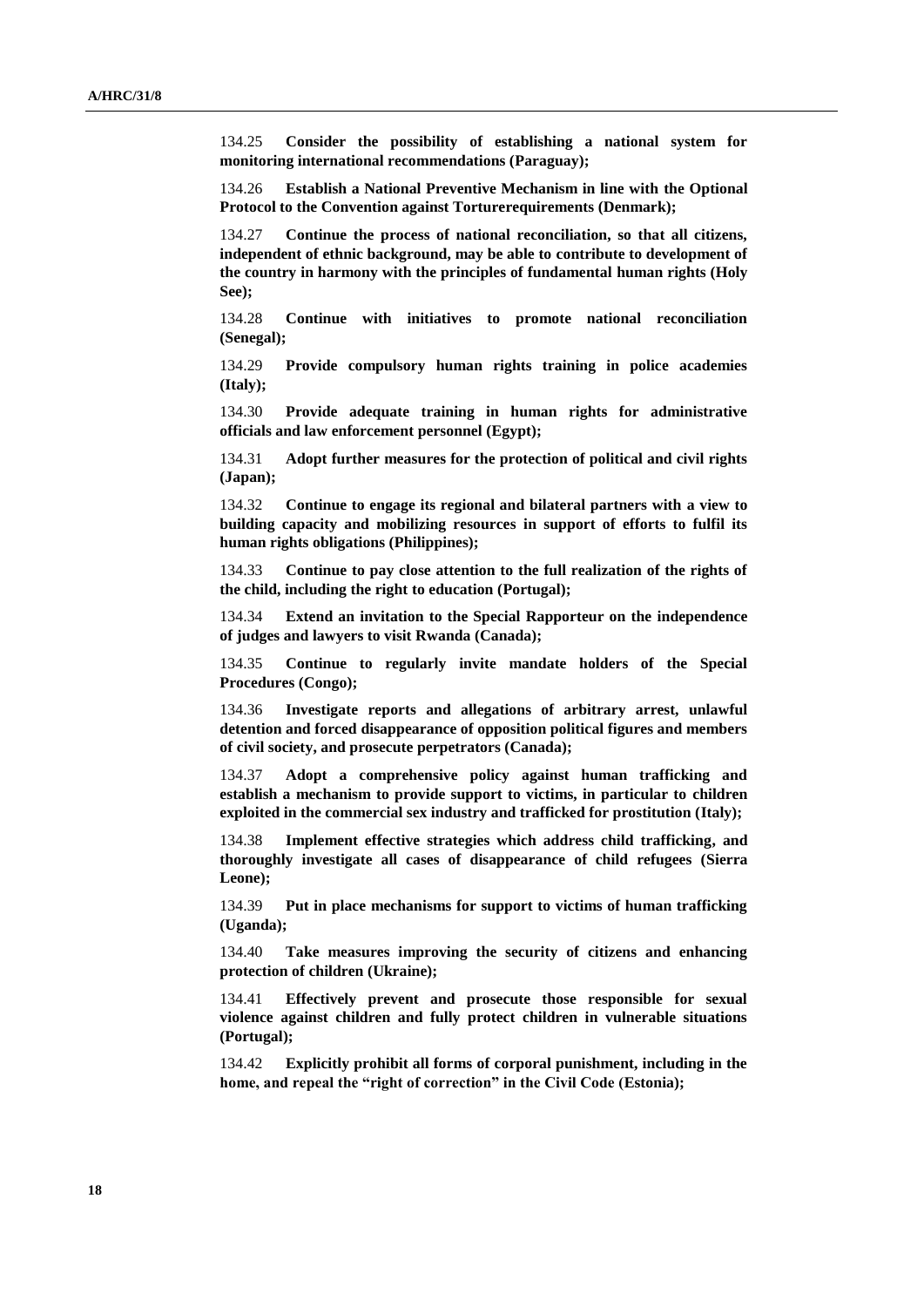134.25 **Consider the possibility of establishing a national system for monitoring international recommendations (Paraguay);**

134.26 **Establish a National Preventive Mechanism in line with the Optional Protocol to the Convention against Torturerequirements (Denmark);**

134.27 **Continue the process of national reconciliation, so that all citizens, independent of ethnic background, may be able to contribute to development of the country in harmony with the principles of fundamental human rights (Holy See);**

134.28 **Continue with initiatives to promote national reconciliation (Senegal);**

134.29 **Provide compulsory human rights training in police academies (Italy);**

134.30 **Provide adequate training in human rights for administrative officials and law enforcement personnel (Egypt);**

134.31 **Adopt further measures for the protection of political and civil rights (Japan);**

134.32 **Continue to engage its regional and bilateral partners with a view to building capacity and mobilizing resources in support of efforts to fulfil its human rights obligations (Philippines);**

134.33 **Continue to pay close attention to the full realization of the rights of the child, including the right to education (Portugal);**

134.34 **Extend an invitation to the Special Rapporteur on the independence of judges and lawyers to visit Rwanda (Canada);**

134.35 **Continue to regularly invite mandate holders of the Special Procedures (Congo);**

134.36 **Investigate reports and allegations of arbitrary arrest, unlawful detention and forced disappearance of opposition political figures and members of civil society, and prosecute perpetrators (Canada);**

134.37 **Adopt a comprehensive policy against human trafficking and establish a mechanism to provide support to victims, in particular to children exploited in the commercial sex industry and trafficked for prostitution (Italy);**

134.38 **Implement effective strategies which address child trafficking, and thoroughly investigate all cases of disappearance of child refugees (Sierra Leone);**

134.39 **Put in place mechanisms for support to victims of human trafficking (Uganda);**

134.40 **Take measures improving the security of citizens and enhancing protection of children (Ukraine);**

134.41 **Effectively prevent and prosecute those responsible for sexual violence against children and fully protect children in vulnerable situations (Portugal);**

134.42 **Explicitly prohibit all forms of corporal punishment, including in the home, and repeal the "right of correction" in the Civil Code (Estonia);**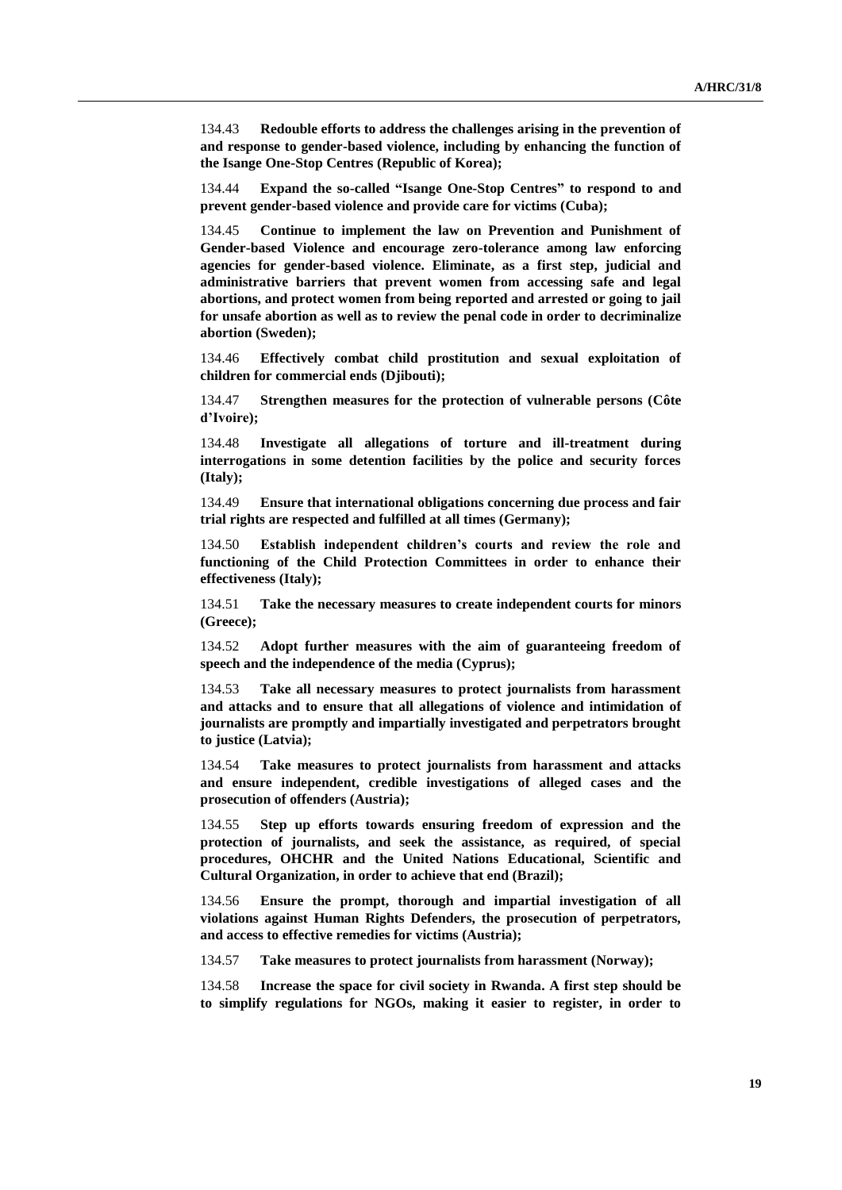134.43 **Redouble efforts to address the challenges arising in the prevention of and response to gender-based violence, including by enhancing the function of the Isange One-Stop Centres (Republic of Korea);**

134.44 **Expand the so-called "Isange One-Stop Centres" to respond to and prevent gender-based violence and provide care for victims (Cuba);**

134.45 **Continue to implement the law on Prevention and Punishment of Gender-based Violence and encourage zero-tolerance among law enforcing agencies for gender-based violence. Eliminate, as a first step, judicial and administrative barriers that prevent women from accessing safe and legal abortions, and protect women from being reported and arrested or going to jail for unsafe abortion as well as to review the penal code in order to decriminalize abortion (Sweden);**

134.46 **Effectively combat child prostitution and sexual exploitation of children for commercial ends (Djibouti);**

134.47 **Strengthen measures for the protection of vulnerable persons (Côte d'Ivoire);**

134.48 **Investigate all allegations of torture and ill-treatment during interrogations in some detention facilities by the police and security forces (Italy);**

134.49 **Ensure that international obligations concerning due process and fair trial rights are respected and fulfilled at all times (Germany);**

134.50 **Establish independent children's courts and review the role and functioning of the Child Protection Committees in order to enhance their effectiveness (Italy);**

134.51 **Take the necessary measures to create independent courts for minors (Greece);**

134.52 **Adopt further measures with the aim of guaranteeing freedom of speech and the independence of the media (Cyprus);**

134.53 **Take all necessary measures to protect journalists from harassment and attacks and to ensure that all allegations of violence and intimidation of journalists are promptly and impartially investigated and perpetrators brought to justice (Latvia);**

134.54 **Take measures to protect journalists from harassment and attacks and ensure independent, credible investigations of alleged cases and the prosecution of offenders (Austria);**

134.55 **Step up efforts towards ensuring freedom of expression and the protection of journalists, and seek the assistance, as required, of special procedures, OHCHR and the United Nations Educational, Scientific and Cultural Organization, in order to achieve that end (Brazil);**

134.56 **Ensure the prompt, thorough and impartial investigation of all violations against Human Rights Defenders, the prosecution of perpetrators, and access to effective remedies for victims (Austria);**

134.57 **Take measures to protect journalists from harassment (Norway);**

134.58 **Increase the space for civil society in Rwanda. A first step should be to simplify regulations for NGOs, making it easier to register, in order to**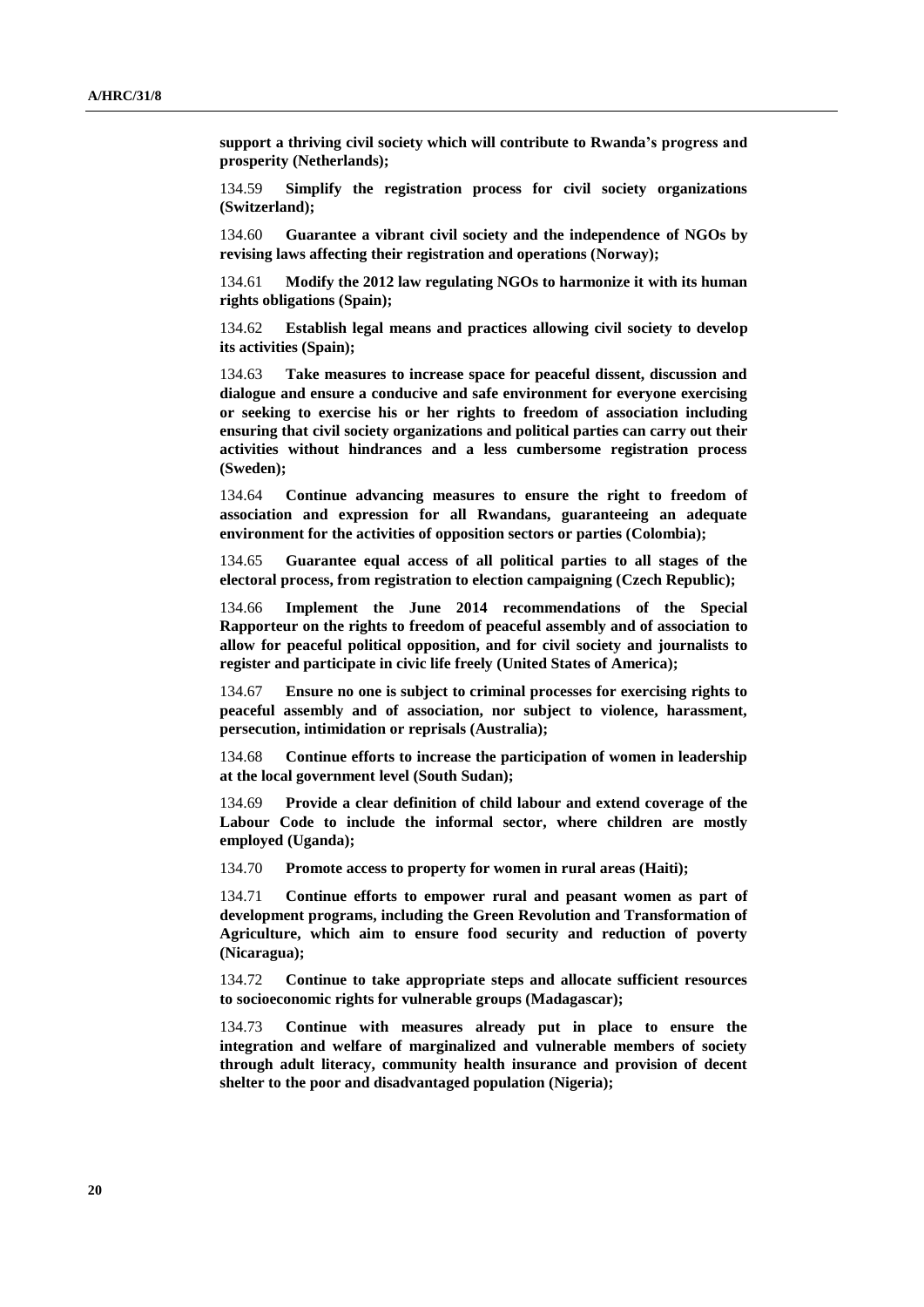**support a thriving civil society which will contribute to Rwanda's progress and prosperity (Netherlands);**

134.59 **Simplify the registration process for civil society organizations (Switzerland);**

134.60 **Guarantee a vibrant civil society and the independence of NGOs by revising laws affecting their registration and operations (Norway);**

134.61 **Modify the 2012 law regulating NGOs to harmonize it with its human rights obligations (Spain);**

134.62 **Establish legal means and practices allowing civil society to develop its activities (Spain);**

134.63 **Take measures to increase space for peaceful dissent, discussion and dialogue and ensure a conducive and safe environment for everyone exercising or seeking to exercise his or her rights to freedom of association including ensuring that civil society organizations and political parties can carry out their activities without hindrances and a less cumbersome registration process (Sweden);**

134.64 **Continue advancing measures to ensure the right to freedom of association and expression for all Rwandans, guaranteeing an adequate environment for the activities of opposition sectors or parties (Colombia);**

134.65 **Guarantee equal access of all political parties to all stages of the electoral process, from registration to election campaigning (Czech Republic);**

134.66 **Implement the June 2014 recommendations of the Special Rapporteur on the rights to freedom of peaceful assembly and of association to allow for peaceful political opposition, and for civil society and journalists to register and participate in civic life freely (United States of America);**

134.67 **Ensure no one is subject to criminal processes for exercising rights to peaceful assembly and of association, nor subject to violence, harassment, persecution, intimidation or reprisals (Australia);**

134.68 **Continue efforts to increase the participation of women in leadership at the local government level (South Sudan);**

134.69 **Provide a clear definition of child labour and extend coverage of the Labour Code to include the informal sector, where children are mostly employed (Uganda);**

134.70 **Promote access to property for women in rural areas (Haiti);**

134.71 **Continue efforts to empower rural and peasant women as part of development programs, including the Green Revolution and Transformation of Agriculture, which aim to ensure food security and reduction of poverty (Nicaragua);**

134.72 **Continue to take appropriate steps and allocate sufficient resources to socioeconomic rights for vulnerable groups (Madagascar);**

134.73 **Continue with measures already put in place to ensure the integration and welfare of marginalized and vulnerable members of society through adult literacy, community health insurance and provision of decent shelter to the poor and disadvantaged population (Nigeria);**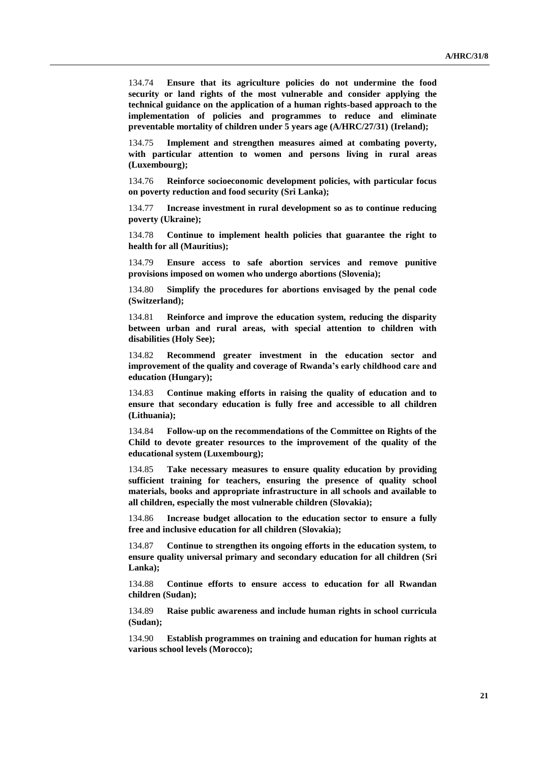134.74 **Ensure that its agriculture policies do not undermine the food security or land rights of the most vulnerable and consider applying the technical guidance on the application of a human rights-based approach to the implementation of policies and programmes to reduce and eliminate preventable mortality of children under 5 years age (A/HRC/27/31) (Ireland);**

134.75 **Implement and strengthen measures aimed at combating poverty, with particular attention to women and persons living in rural areas (Luxembourg);**

134.76 **Reinforce socioeconomic development policies, with particular focus on poverty reduction and food security (Sri Lanka);**

134.77 **Increase investment in rural development so as to continue reducing poverty (Ukraine);**

134.78 **Continue to implement health policies that guarantee the right to health for all (Mauritius);**

134.79 **Ensure access to safe abortion services and remove punitive provisions imposed on women who undergo abortions (Slovenia);**

134.80 **Simplify the procedures for abortions envisaged by the penal code (Switzerland);**

134.81 **Reinforce and improve the education system, reducing the disparity between urban and rural areas, with special attention to children with disabilities (Holy See);**

134.82 **Recommend greater investment in the education sector and improvement of the quality and coverage of Rwanda's early childhood care and education (Hungary);**

134.83 **Continue making efforts in raising the quality of education and to ensure that secondary education is fully free and accessible to all children (Lithuania);**

134.84 **Follow-up on the recommendations of the Committee on Rights of the Child to devote greater resources to the improvement of the quality of the educational system (Luxembourg);**

134.85 **Take necessary measures to ensure quality education by providing sufficient training for teachers, ensuring the presence of quality school materials, books and appropriate infrastructure in all schools and available to all children, especially the most vulnerable children (Slovakia);**

134.86 **Increase budget allocation to the education sector to ensure a fully free and inclusive education for all children (Slovakia);**

134.87 **Continue to strengthen its ongoing efforts in the education system, to ensure quality universal primary and secondary education for all children (Sri Lanka);**

134.88 **Continue efforts to ensure access to education for all Rwandan children (Sudan);**

134.89 **Raise public awareness and include human rights in school curricula (Sudan);**

134.90 **Establish programmes on training and education for human rights at various school levels (Morocco);**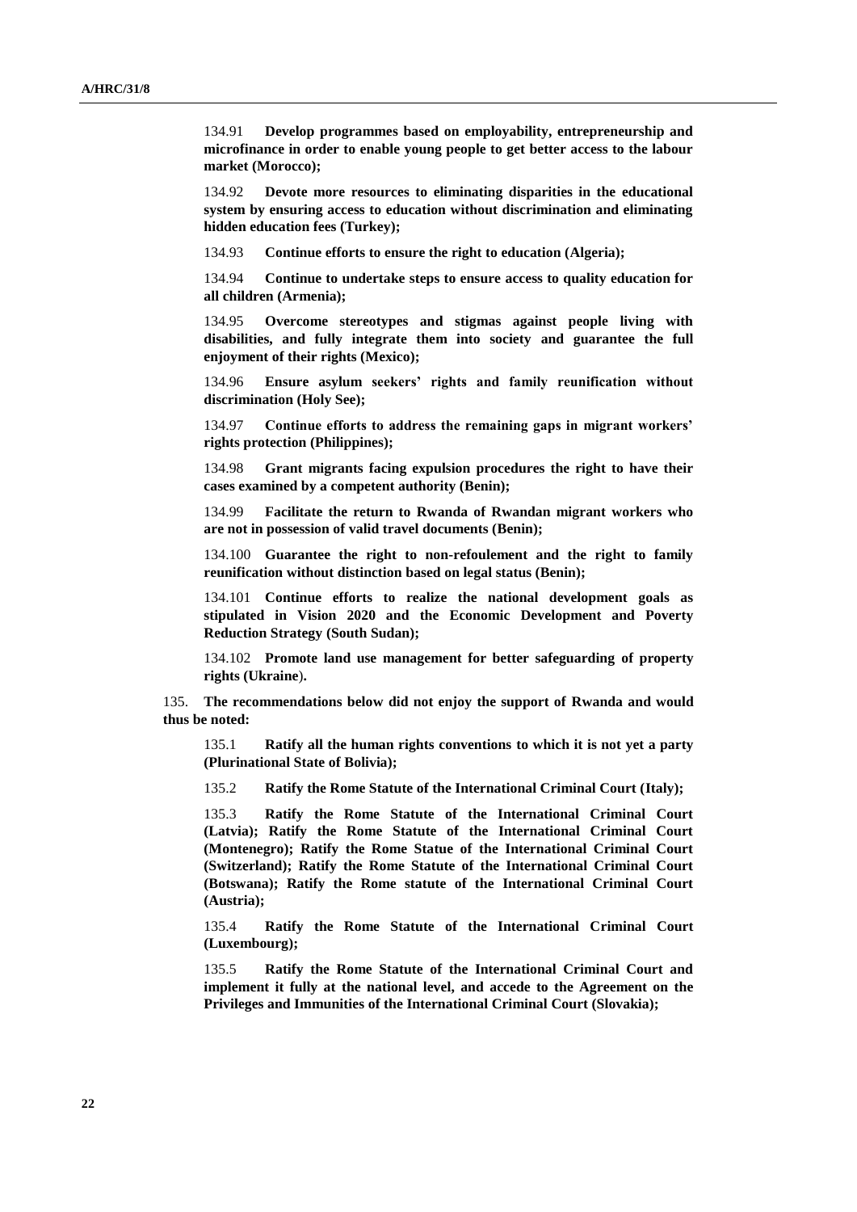134.91 **Develop programmes based on employability, entrepreneurship and microfinance in order to enable young people to get better access to the labour market (Morocco);**

134.92 **Devote more resources to eliminating disparities in the educational system by ensuring access to education without discrimination and eliminating hidden education fees (Turkey);**

134.93 **Continue efforts to ensure the right to education (Algeria);**

134.94 **Continue to undertake steps to ensure access to quality education for all children (Armenia);**

134.95 **Overcome stereotypes and stigmas against people living with disabilities, and fully integrate them into society and guarantee the full enjoyment of their rights (Mexico);**

134.96 **Ensure asylum seekers' rights and family reunification without discrimination (Holy See);**

134.97 **Continue efforts to address the remaining gaps in migrant workers' rights protection (Philippines);**

134.98 **Grant migrants facing expulsion procedures the right to have their cases examined by a competent authority (Benin);**

134.99 **Facilitate the return to Rwanda of Rwandan migrant workers who are not in possession of valid travel documents (Benin);**

134.100 **Guarantee the right to non-refoulement and the right to family reunification without distinction based on legal status (Benin);**

134.101 **Continue efforts to realize the national development goals as stipulated in Vision 2020 and the Economic Development and Poverty Reduction Strategy (South Sudan);**

134.102 **Promote land use management for better safeguarding of property rights (Ukraine).**

135. **The recommendations below did not enjoy the support of Rwanda and would thus be noted:**

135.1 **Ratify all the human rights conventions to which it is not yet a party (Plurinational State of Bolivia);**

135.2 **Ratify the Rome Statute of the International Criminal Court (Italy);**

135.3 **Ratify the Rome Statute of the International Criminal Court (Latvia); Ratify the Rome Statute of the International Criminal Court (Montenegro); Ratify the Rome Statue of the International Criminal Court (Switzerland); Ratify the Rome Statute of the International Criminal Court (Botswana); Ratify the Rome statute of the International Criminal Court (Austria);**

135.4 **Ratify the Rome Statute of the International Criminal Court (Luxembourg);**

135.5 **Ratify the Rome Statute of the International Criminal Court and implement it fully at the national level, and accede to the Agreement on the Privileges and Immunities of the International Criminal Court (Slovakia);**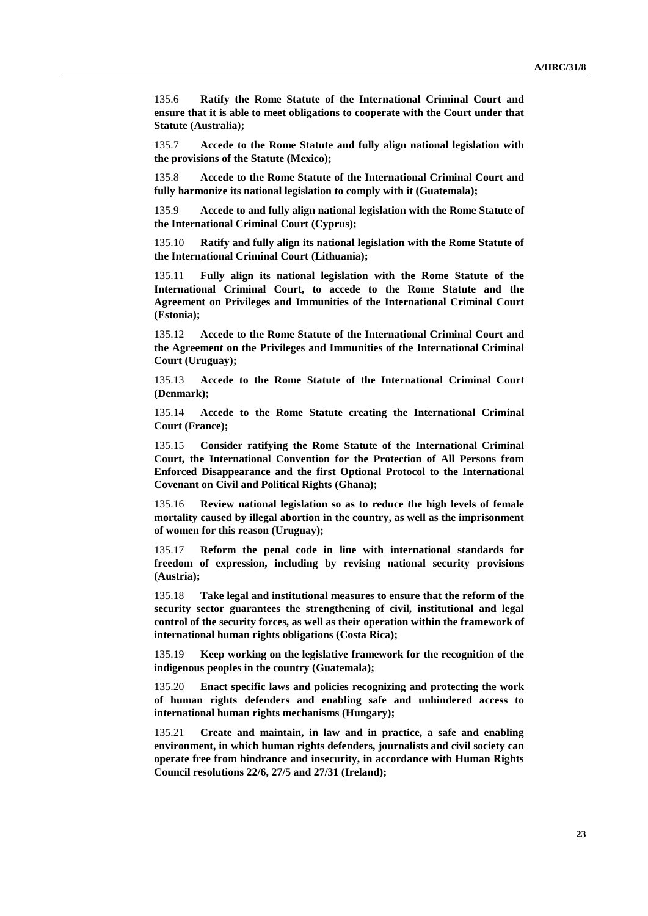135.6 **Ratify the Rome Statute of the International Criminal Court and ensure that it is able to meet obligations to cooperate with the Court under that Statute (Australia);**

135.7 **Accede to the Rome Statute and fully align national legislation with the provisions of the Statute (Mexico);**

135.8 **Accede to the Rome Statute of the International Criminal Court and fully harmonize its national legislation to comply with it (Guatemala);**

135.9 **Accede to and fully align national legislation with the Rome Statute of the International Criminal Court (Cyprus);**

135.10 **Ratify and fully align its national legislation with the Rome Statute of the International Criminal Court (Lithuania);**

135.11 **Fully align its national legislation with the Rome Statute of the International Criminal Court, to accede to the Rome Statute and the Agreement on Privileges and Immunities of the International Criminal Court (Estonia);**

135.12 **Accede to the Rome Statute of the International Criminal Court and the Agreement on the Privileges and Immunities of the International Criminal Court (Uruguay);**

135.13 **Accede to the Rome Statute of the International Criminal Court (Denmark);**

135.14 **Accede to the Rome Statute creating the International Criminal Court (France);**

135.15 **Consider ratifying the Rome Statute of the International Criminal Court, the International Convention for the Protection of All Persons from Enforced Disappearance and the first Optional Protocol to the International Covenant on Civil and Political Rights (Ghana);**

135.16 **Review national legislation so as to reduce the high levels of female mortality caused by illegal abortion in the country, as well as the imprisonment of women for this reason (Uruguay);**

135.17 **Reform the penal code in line with international standards for freedom of expression, including by revising national security provisions (Austria);**

135.18 **Take legal and institutional measures to ensure that the reform of the security sector guarantees the strengthening of civil, institutional and legal control of the security forces, as well as their operation within the framework of international human rights obligations (Costa Rica);**

135.19 **Keep working on the legislative framework for the recognition of the indigenous peoples in the country (Guatemala);**

135.20 **Enact specific laws and policies recognizing and protecting the work of human rights defenders and enabling safe and unhindered access to international human rights mechanisms (Hungary);**

135.21 **Create and maintain, in law and in practice, a safe and enabling environment, in which human rights defenders, journalists and civil society can operate free from hindrance and insecurity, in accordance with Human Rights Council resolutions 22/6, 27/5 and 27/31 (Ireland);**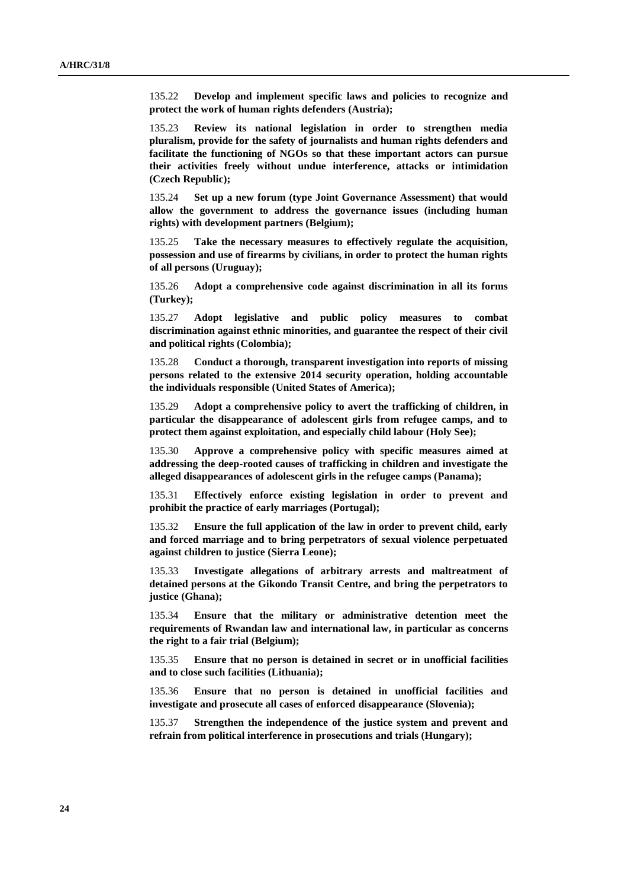135.22 **Develop and implement specific laws and policies to recognize and protect the work of human rights defenders (Austria);**

135.23 **Review its national legislation in order to strengthen media pluralism, provide for the safety of journalists and human rights defenders and facilitate the functioning of NGOs so that these important actors can pursue their activities freely without undue interference, attacks or intimidation (Czech Republic);**

135.24 **Set up a new forum (type Joint Governance Assessment) that would allow the government to address the governance issues (including human rights) with development partners (Belgium);**

135.25 **Take the necessary measures to effectively regulate the acquisition, possession and use of firearms by civilians, in order to protect the human rights of all persons (Uruguay);**

135.26 **Adopt a comprehensive code against discrimination in all its forms (Turkey);**

135.27 **Adopt legislative and public policy measures to combat discrimination against ethnic minorities, and guarantee the respect of their civil and political rights (Colombia);**

135.28 **Conduct a thorough, transparent investigation into reports of missing persons related to the extensive 2014 security operation, holding accountable the individuals responsible (United States of America);**

135.29 **Adopt a comprehensive policy to avert the trafficking of children, in particular the disappearance of adolescent girls from refugee camps, and to protect them against exploitation, and especially child labour (Holy See);**

135.30 **Approve a comprehensive policy with specific measures aimed at addressing the deep-rooted causes of trafficking in children and investigate the alleged disappearances of adolescent girls in the refugee camps (Panama);**

135.31 **Effectively enforce existing legislation in order to prevent and prohibit the practice of early marriages (Portugal);**

135.32 **Ensure the full application of the law in order to prevent child, early and forced marriage and to bring perpetrators of sexual violence perpetuated against children to justice (Sierra Leone);**

135.33 **Investigate allegations of arbitrary arrests and maltreatment of detained persons at the Gikondo Transit Centre, and bring the perpetrators to justice (Ghana);**

135.34 **Ensure that the military or administrative detention meet the requirements of Rwandan law and international law, in particular as concerns the right to a fair trial (Belgium);**

135.35 **Ensure that no person is detained in secret or in unofficial facilities and to close such facilities (Lithuania);**

135.36 **Ensure that no person is detained in unofficial facilities and investigate and prosecute all cases of enforced disappearance (Slovenia);**

135.37 **Strengthen the independence of the justice system and prevent and refrain from political interference in prosecutions and trials (Hungary);**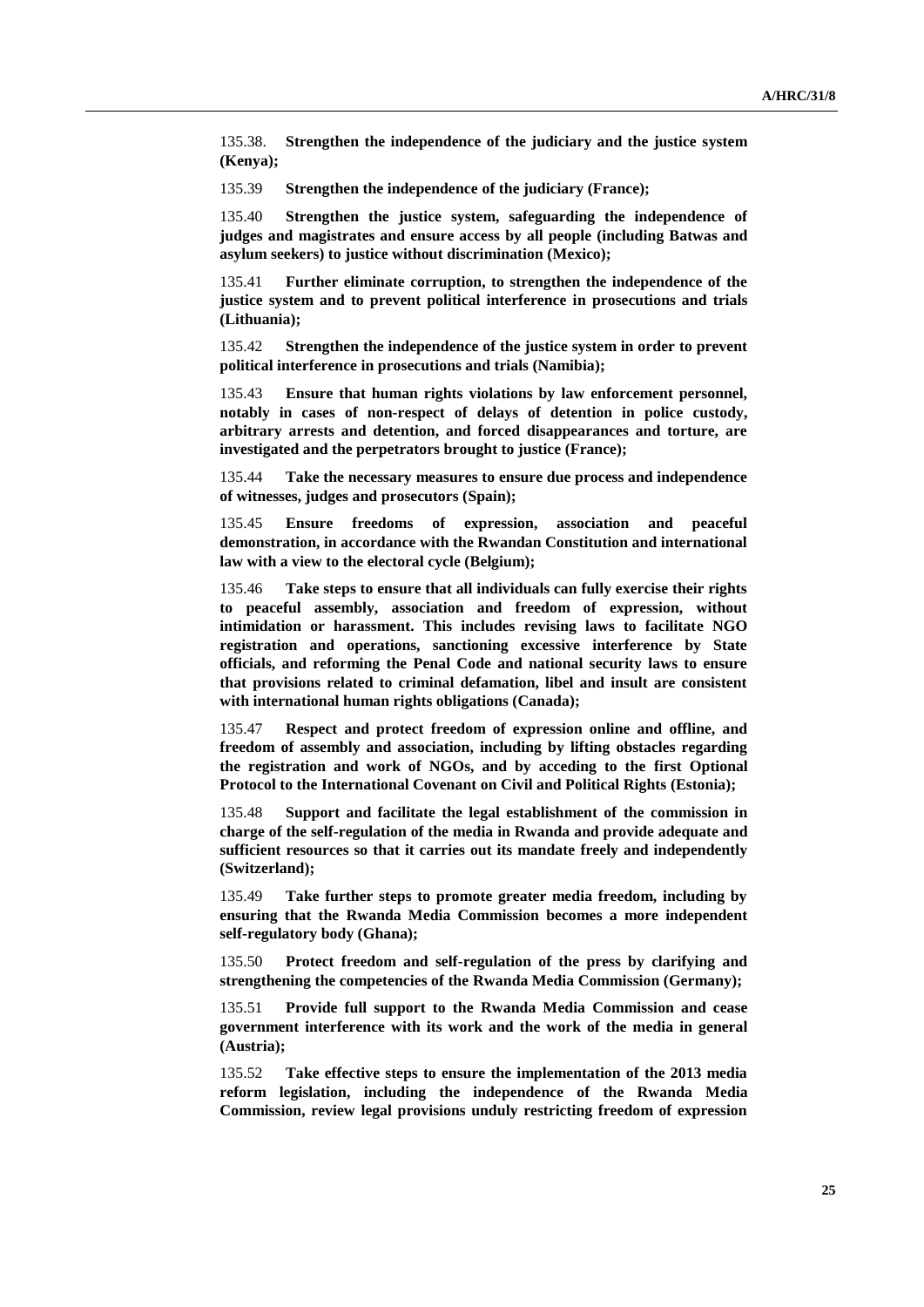135.38. **Strengthen the independence of the judiciary and the justice system (Kenya);**

135.39 **Strengthen the independence of the judiciary (France);**

135.40 **Strengthen the justice system, safeguarding the independence of judges and magistrates and ensure access by all people (including Batwas and asylum seekers) to justice without discrimination (Mexico);**

135.41 **Further eliminate corruption, to strengthen the independence of the justice system and to prevent political interference in prosecutions and trials (Lithuania);**

135.42 **Strengthen the independence of the justice system in order to prevent political interference in prosecutions and trials (Namibia);**

135.43 **Ensure that human rights violations by law enforcement personnel, notably in cases of non-respect of delays of detention in police custody, arbitrary arrests and detention, and forced disappearances and torture, are investigated and the perpetrators brought to justice (France);**

135.44 **Take the necessary measures to ensure due process and independence of witnesses, judges and prosecutors (Spain);**

135.45 **Ensure freedoms of expression, association and peaceful demonstration, in accordance with the Rwandan Constitution and international law with a view to the electoral cycle (Belgium);**

135.46 **Take steps to ensure that all individuals can fully exercise their rights to peaceful assembly, association and freedom of expression, without intimidation or harassment. This includes revising laws to facilitate NGO registration and operations, sanctioning excessive interference by State officials, and reforming the Penal Code and national security laws to ensure that provisions related to criminal defamation, libel and insult are consistent with international human rights obligations (Canada);**

135.47 **Respect and protect freedom of expression online and offline, and freedom of assembly and association, including by lifting obstacles regarding the registration and work of NGOs, and by acceding to the first Optional Protocol to the International Covenant on Civil and Political Rights (Estonia);**

135.48 **Support and facilitate the legal establishment of the commission in charge of the self-regulation of the media in Rwanda and provide adequate and sufficient resources so that it carries out its mandate freely and independently (Switzerland);**

135.49 **Take further steps to promote greater media freedom, including by ensuring that the Rwanda Media Commission becomes a more independent self-regulatory body (Ghana);**

135.50 **Protect freedom and self-regulation of the press by clarifying and strengthening the competencies of the Rwanda Media Commission (Germany);**

135.51 **Provide full support to the Rwanda Media Commission and cease government interference with its work and the work of the media in general (Austria);**

135.52 **Take effective steps to ensure the implementation of the 2013 media reform legislation, including the independence of the Rwanda Media Commission, review legal provisions unduly restricting freedom of expression**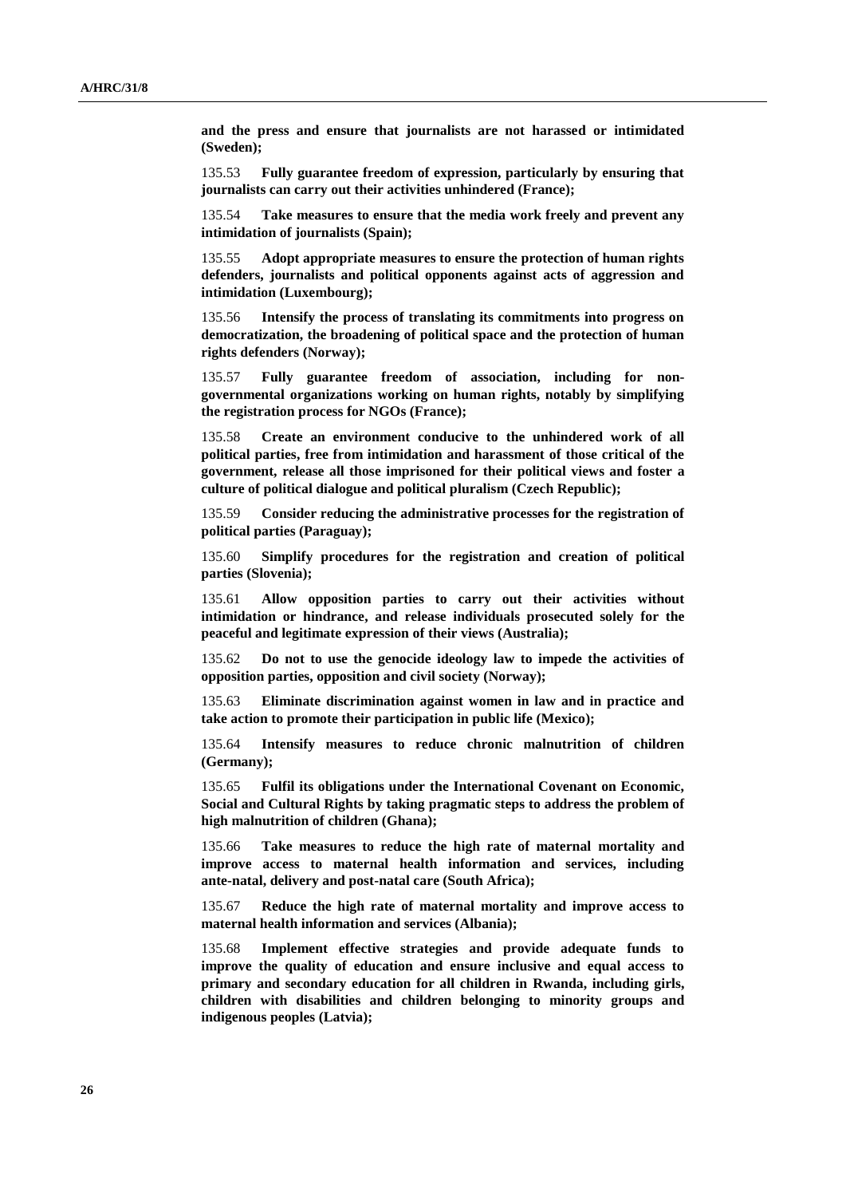**and the press and ensure that journalists are not harassed or intimidated (Sweden);**

135.53 **Fully guarantee freedom of expression, particularly by ensuring that journalists can carry out their activities unhindered (France);**

135.54 **Take measures to ensure that the media work freely and prevent any intimidation of journalists (Spain);**

135.55 **Adopt appropriate measures to ensure the protection of human rights defenders, journalists and political opponents against acts of aggression and intimidation (Luxembourg);**

135.56 **Intensify the process of translating its commitments into progress on democratization, the broadening of political space and the protection of human rights defenders (Norway);**

135.57 **Fully guarantee freedom of association, including for non-governmental organizations working on human rights, notably by simplifying the registration process for NGOs (France);**

135.58 **Create an environment conducive to the unhindered work of all political parties, free from intimidation and harassment of those critical of the government, release all those imprisoned for their political views and foster a culture of political dialogue and political pluralism (Czech Republic);**

135.59 **Consider reducing the administrative processes for the registration of political parties (Paraguay);**

135.60 **Simplify procedures for the registration and creation of political parties (Slovenia);**

135.61 **Allow opposition parties to carry out their activities without intimidation or hindrance, and release individuals prosecuted solely for the peaceful and legitimate expression of their views (Australia);**

135.62 **Do not to use the genocide ideology law to impede the activities of opposition parties, opposition and civil society (Norway);**

135.63 **Eliminate discrimination against women in law and in practice and take action to promote their participation in public life (Mexico);**

135.64 **Intensify measures to reduce chronic malnutrition of children (Germany);**

135.65 **Fulfil its obligations under the International Covenant on Economic, Social and Cultural Rights by taking pragmatic steps to address the problem of high malnutrition of children (Ghana);**

135.66 **Take measures to reduce the high rate of maternal mortality and improve access to maternal health information and services, including ante-natal, delivery and post-natal care (South Africa);**

135.67 **Reduce the high rate of maternal mortality and improve access to maternal health information and services (Albania);**

135.68 **Implement effective strategies and provide adequate funds to improve the quality of education and ensure inclusive and equal access to primary and secondary education for all children in Rwanda, including girls, children with disabilities and children belonging to minority groups and indigenous peoples (Latvia);**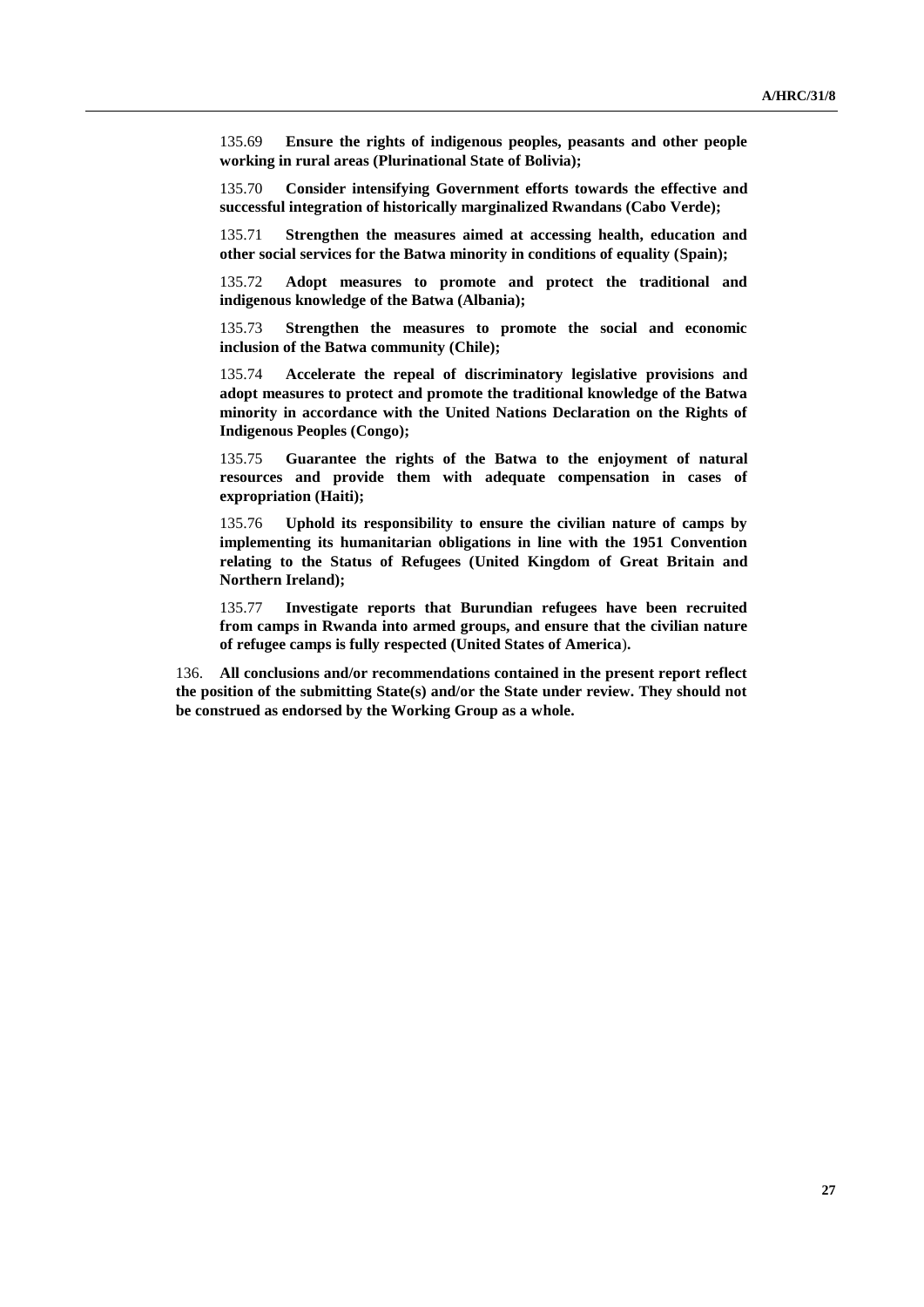135.69 **Ensure the rights of indigenous peoples, peasants and other people working in rural areas (Plurinational State of Bolivia);**

135.70 **Consider intensifying Government efforts towards the effective and successful integration of historically marginalized Rwandans (Cabo Verde);**

135.71 **Strengthen the measures aimed at accessing health, education and other social services for the Batwa minority in conditions of equality (Spain);**

135.72 **Adopt measures to promote and protect the traditional and indigenous knowledge of the Batwa (Albania);**

135.73 **Strengthen the measures to promote the social and economic inclusion of the Batwa community (Chile);**

135.74 **Accelerate the repeal of discriminatory legislative provisions and adopt measures to protect and promote the traditional knowledge of the Batwa minority in accordance with the United Nations Declaration on the Rights of Indigenous Peoples (Congo);**

135.75 **Guarantee the rights of the Batwa to the enjoyment of natural resources and provide them with adequate compensation in cases of expropriation (Haiti);**

135.76 **Uphold its responsibility to ensure the civilian nature of camps by implementing its humanitarian obligations in line with the 1951 Convention relating to the Status of Refugees (United Kingdom of Great Britain and Northern Ireland);**

135.77 **Investigate reports that Burundian refugees have been recruited from camps in Rwanda into armed groups, and ensure that the civilian nature of refugee camps is fully respected (United States of America).**

136. **All conclusions and/or recommendations contained in the present report reflect the position of the submitting State(s) and/or the State under review. They should not be construed as endorsed by the Working Group as a whole.**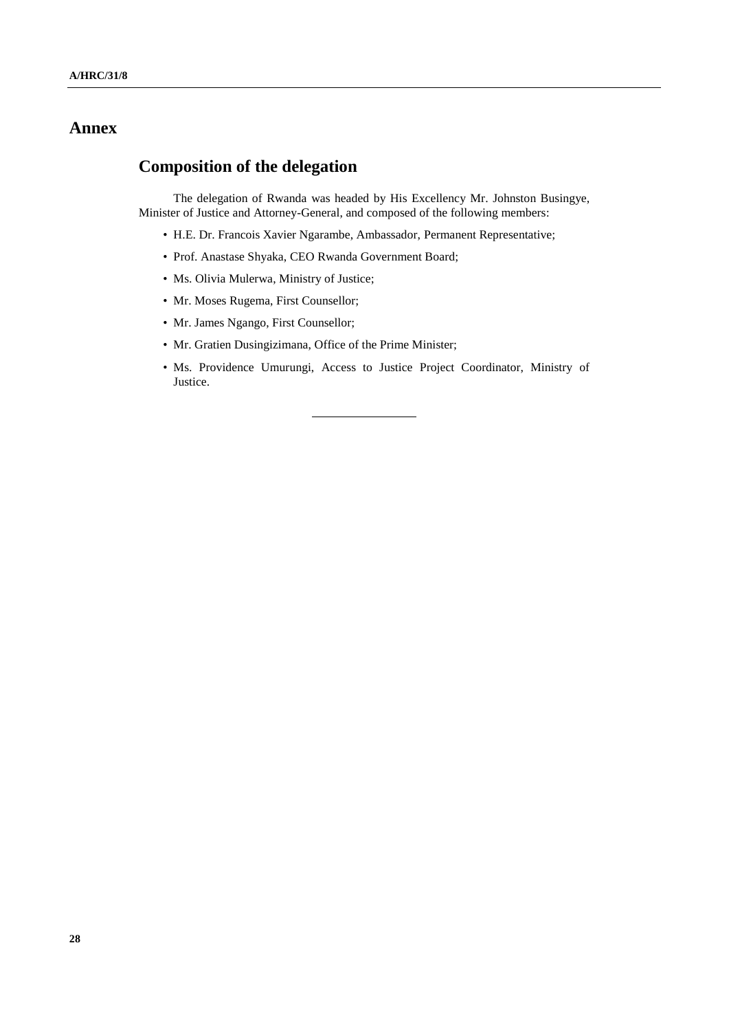# Annex

## Composition of the delegation

The delegation of Rwanda was headed by His Excellency Mr. Johnston Busingye, Minister of Justice and Attorney-General, and composed of the following members:

- H.E. Dr. Francois Xavier Ngarambe, Ambassador, Permanent Representative;
- Prof. Anastase Shyaka, CEO Rwanda Government Board;
- Ms. Olivia Mulerwa, Ministry of Justice;
- Mr. Moses Rugema, First Counsellor;
- Mr. James Ngango, First Counsellor;
- Mr. Gratien Dusingizimana, Office of the Prime Minister;
- Ms. Providence Umurungi, Access to Justice Project Coordinator, Ministry of Justice.